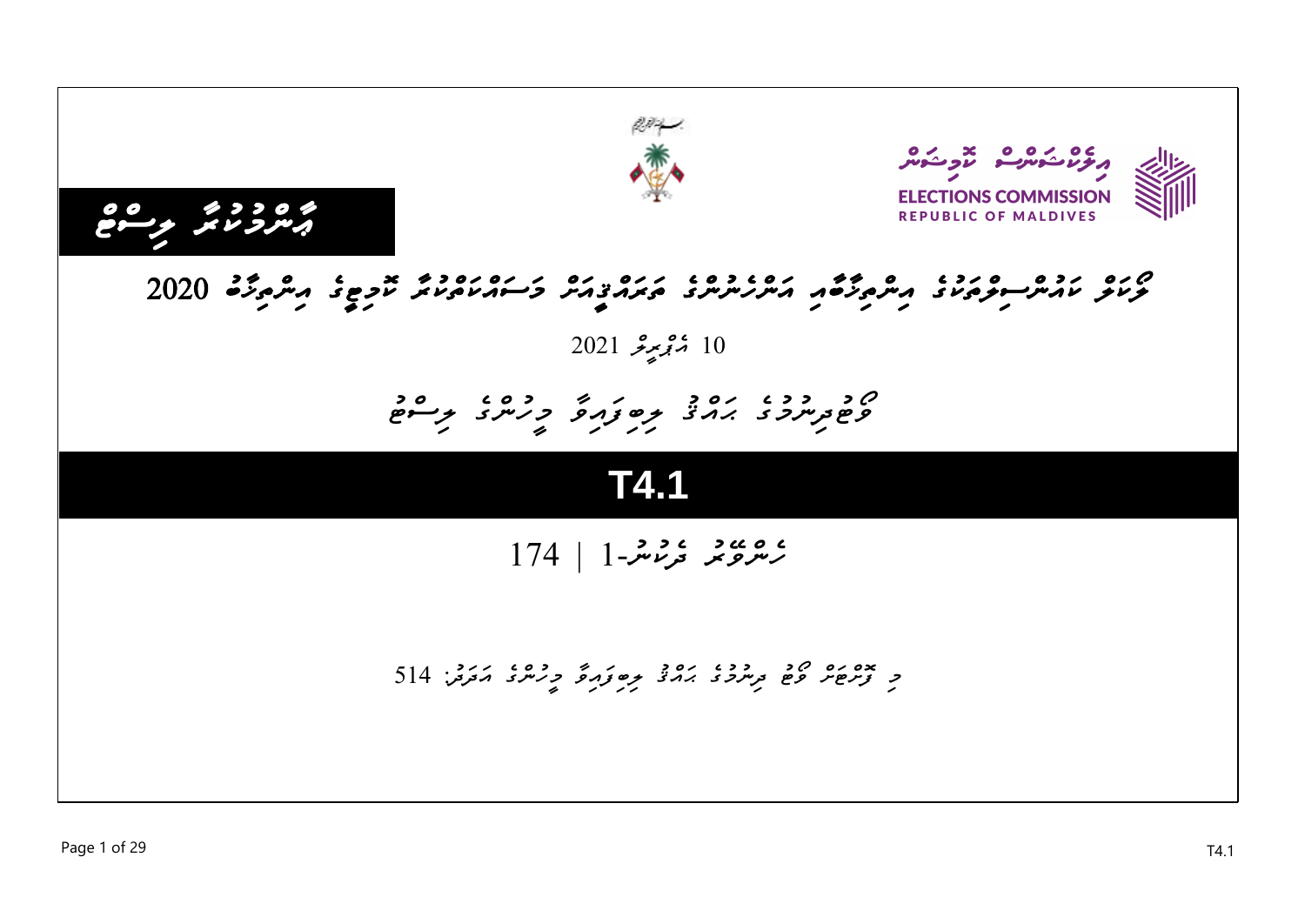ބިސްމިﷲ

އިލެކްޝަންސް ކޮމިޝަން

ELECTIONS COMMISSION
REPUBLIC OF MALDIVES

އަންނުވުކުރާ ލިސްޓު

# ލޯކަލް ކައުންސިލްތަކުގެ އިންތިޚާބާއި އަންހެނުންގެ ތަރައްޤީއަށް މަސައްކަތްކުރާ ކޮމިޓީގެ އިންތިޚާބު 2020

10 އޭޕްރިލް 2021

ވޯޓުދިނުމުގެ ޙައްޤު ލިބިފައިވާ މީހުންގެ ލިސްޓު

# T4.1

ހުޅުހެންވޭރު ދާއިރާ-1 | 174

މި ފޯރމުގައި ވޯޓު ދިނުމުގެ ޙައްޤު ލިބިފައިވާ މީހުންގެ އަދަދު: 514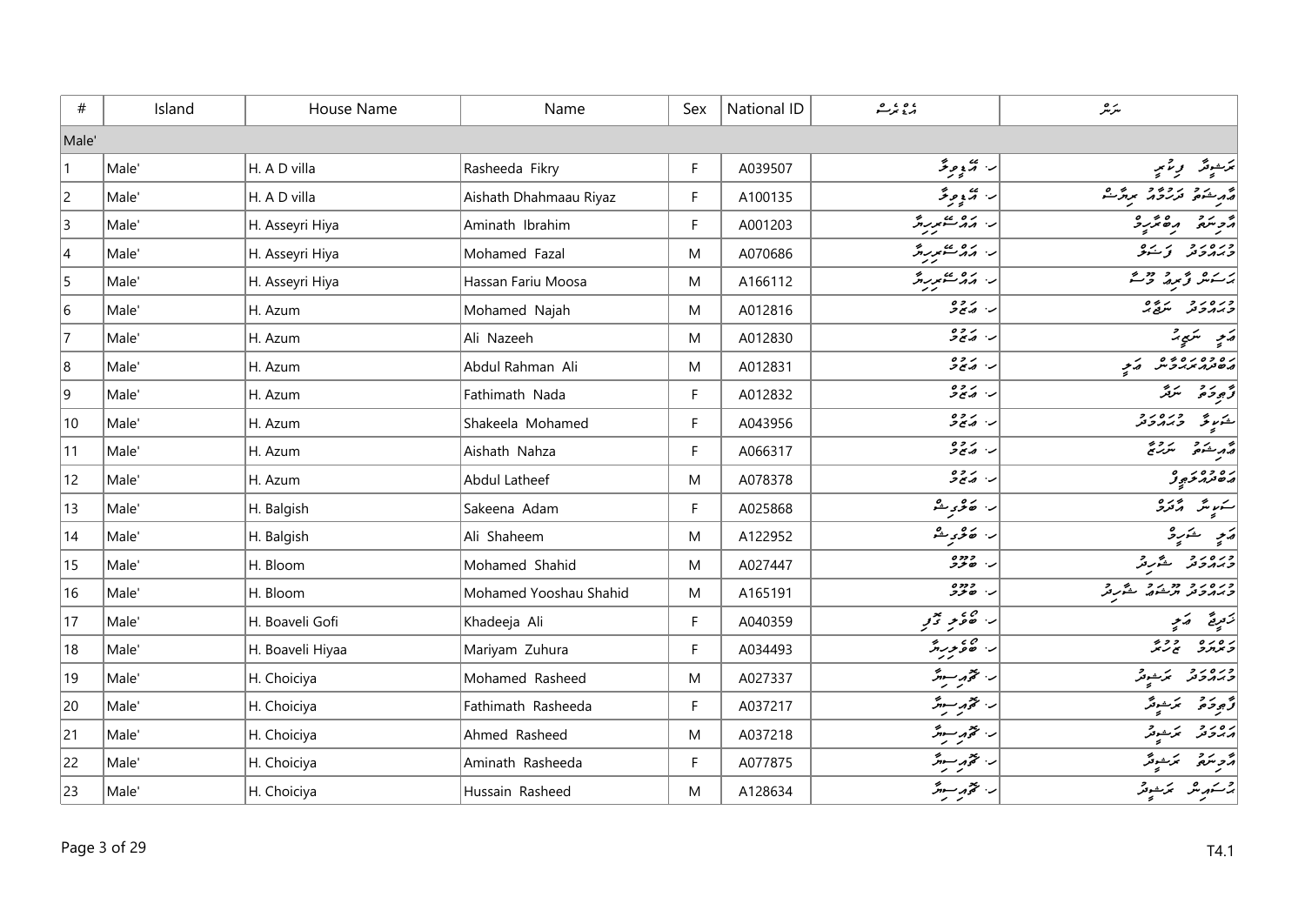| # | Island | House Name | Name | Sex | National ID | ދެއްޕެއް | ނަން |
|---|---|---|---|---|---|---|---|
| Male' | | | | | | | |
| 1 | Male' | H. A D villa | Rasheeda Fikry | F | A039507 | ހ. އޭޑީވިލާ | ރަޝީދާ ފިކްރީ |
| 2 | Male' | H. A D villa | Aishath Dhahmaau Riyaz | F | A100135 | ހ. އޭޑީވިލާ | އާއިޝަތު ދަހުމާއު ރިޔާޒް |
| 3 | Male' | H. Asseyri Hiya | Aminath Ibrahim | F | A001203 | ހ. އައްސޭރިހިޔާ | އާމިނަތު އިބްރާހީމް |
| 4 | Male' | H. Asseyri Hiya | Mohamed Fazal | M | A070686 | ހ. އައްސޭރިހިޔާ | މުޙައްމަދު ފަޟަލް |
| 5 | Male' | H. Asseyri Hiya | Hassan Fariu Moosa | M | A166112 | ހ. އައްސޭރިހިޔާ | ޙަސަން ފާރިއު މޫސާ |
| 6 | Male' | H. Azum | Mohamed Najah | M | A012816 | ހ. އަޒުމް | މުޙައްމަދު ނަޖާހް |
| 7 | Male' | H. Azum | Ali Nazeeh | M | A012830 | ހ. އަޒުމް | އަލި ނަޒީހު |
| 8 | Male' | H. Azum | Abdul Rahman Ali | M | A012831 | ހ. އަޒުމް | އަބްދުއްރަޙްމާން އަލި |
| 9 | Male' | H. Azum | Fathimath Nada | F | A012832 | ހ. އަޒުމް | ފާތިމަތު ނަދާ |
| 10 | Male' | H. Azum | Shakeela Mohamed | F | A043956 | ހ. އަޒުމް | ޝަކީލާ މުޙައްމަދު |
| 11 | Male' | H. Azum | Aishath Nahza | F | A066317 | ހ. އަޒުމް | އާއިޝަތު ނަހްޒާ |
| 12 | Male' | H. Azum | Abdul Latheef | M | A078378 | ހ. އަޒުމް | އަބްދުއްލަޠީފް |
| 13 | Male' | H. Balgish | Sakeena Adam | F | A025868 | ހ. ބަލްގީސް | ސަކީނާ އާދަމް |
| 14 | Male' | H. Balgish | Ali Shaheem | M | A122952 | ހ. ބަލްގީސް | އަލި ޝަހީމް |
| 15 | Male' | H. Bloom | Mohamed Shahid | M | A027447 | ހ. ބްލޫމް | މުޙައްމަދު ޝާހިދު |
| 16 | Male' | H. Bloom | Mohamed Yooshau Shahid | M | A165191 | ހ. ބްލޫމް | މުޙައްމަދު ޔޫޝައު ޝާހިދު |
| 17 | Male' | H. Boaveli Gofi | Khadeeja Ali | F | A040359 | ހ. ބޯވެލިގޮފި | ޚަދީޖާ އަލި |
| 18 | Male' | H. Boaveli Hiyaa | Mariyam Zuhura | F | A034493 | ހ. ބޯވެލިހިޔާ | މަރިޔަމް ޒުހުރާ |
| 19 | Male' | H. Choiciya | Mohamed Rasheed | M | A027337 | ހ. ޗޮއިސިޔާ | މުޙައްމަދު ރަޝީދު |
| 20 | Male' | H. Choiciya | Fathimath Rasheeda | F | A037217 | ހ. ޗޮއިސިޔާ | ފާތިމަތު ރަޝީދާ |
| 21 | Male' | H. Choiciya | Ahmed Rasheed | M | A037218 | ހ. ޗޮއިސިޔާ | އަޙްމަދު ރަޝީދު |
| 22 | Male' | H. Choiciya | Aminath Rasheeda | F | A077875 | ހ. ޗޮއިސިޔާ | އާމިނަތު ރަޝީދާ |
| 23 | Male' | H. Choiciya | Hussain Rasheed | M | A128634 | ހ. ޗޮއިސިޔާ | ޙުސައިން ރަޝީދު |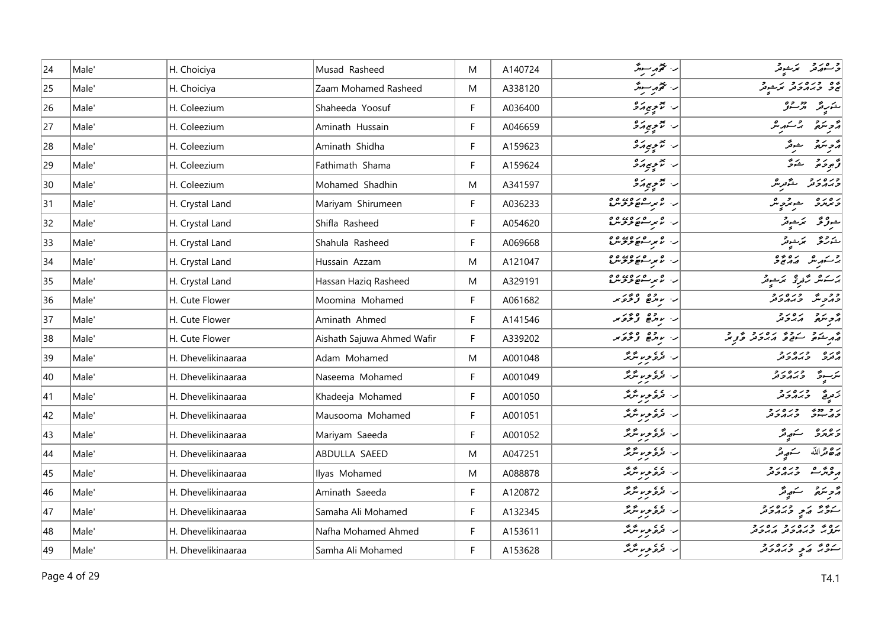| 24 | Male' | H. Choiciya | Musad Rasheed | M | A140724 | ހ. ޗޮއިސިޔާ | މުސްޢަދު ރަޝީދު |
|---|---|---|---|---|---|---|---|
| 25 | Male' | H. Choiciya | Zaam Mohamed Rasheed | M | A338120 | ހ. ޗޮއިސިޔާ | ޒާމް މުޙައްމަދު ރަޝީދު |
| 26 | Male' | H. Coleezium | Shaheeda Yoosuf | F | A036400 | ހ. ކޯލީޒިއަމް | ޝަހީދާ ޔޫސުފް |
| 27 | Male' | H. Coleezium | Aminath Hussain | F | A046659 | ހ. ކޯލީޒިއަމް | އާމިނަތު ހުސައިން |
| 28 | Male' | H. Coleezium | Aminath Shidha | F | A159623 | ހ. ކޯލީޒިއަމް | އާމިނަތު ޝިދާ |
| 29 | Male' | H. Coleezium | Fathimath Shama | F | A159624 | ހ. ކޯލީޒިއަމް | ފާތިމަތު ޝަމާ |
| 30 | Male' | H. Coleezium | Mohamed Shadhin | M | A341597 | ހ. ކޯލީޒިއަމް | މުޙައްމަދު ޝާދިން |
| 31 | Male' | H. Crystal Land | Mariyam Shirumeen | F | A036233 | ހ. ކްރިސްޓަލްލޭންޑް | މަރިޔަމް ޝިރުމީން |
| 32 | Male' | H. Crystal Land | Shifla Rasheed | F | A054620 | ހ. ކްރިސްޓަލްލޭންޑް | ޝިފްލާ ރަޝީދު |
| 33 | Male' | H. Crystal Land | Shahula Rasheed | F | A069668 | ހ. ކްރިސްޓަލްލޭންޑް | ޝަހުލާ ރަޝީދު |
| 34 | Male' | H. Crystal Land | Hussain Azzam | M | A121047 | ހ. ކްރިސްޓަލްލޭންޑް | ހުސައިން އައްޒާމް |
| 35 | Male' | H. Crystal Land | Hassan Haziq Rasheed | M | A329191 | ހ. ކްރިސްޓަލްލޭންޑް | ހަސަން ހާޒިޤް ރަޝީދު |
| 36 | Male' | H. Cute Flower | Moomina Mohamed | F | A061682 | ހ. ކިއުޓް ފްލަވަރ | މޫމިނާ މުޙައްމަދު |
| 37 | Male' | H. Cute Flower | Aminath Ahmed | F | A141546 | ހ. ކިއުޓް ފްލަވަރ | އާމިނަތު އަޙްމަދު |
| 38 | Male' | H. Cute Flower | Aishath Sajuwa Ahmed Wafir | F | A339202 | ހ. ކިއުޓް ފްލަވަރ | އައިޝަތު ސަޖުވާ އަޙްމަދު ވާފިރު |
| 39 | Male' | H. Dhevelikinaaraa | Adam Mohamed | M | A001048 | ހ. ދެވެލިކިނާރާ | އާދަމް މުޙައްމަދު |
| 40 | Male' | H. Dhevelikinaaraa | Naseema Mohamed | F | A001049 | ހ. ދެވެލިކިނާރާ | ނަސީމާ މުޙައްމަދު |
| 41 | Male' | H. Dhevelikinaaraa | Khadeeja Mohamed | F | A001050 | ހ. ދެވެލިކިނާރާ | ޚަދީޖާ މުޙައްމަދު |
| 42 | Male' | H. Dhevelikinaaraa | Mausooma Mohamed | F | A001051 | ހ. ދެވެލިކިނާރާ | މައުޞޫމާ މުޙައްމަދު |
| 43 | Male' | H. Dhevelikinaaraa | Mariyam Saeeda | F | A001052 | ހ. ދެވެލިކިނާރާ | މަރިޔަމް ސައީދާ |
| 44 | Male' | H. Dhevelikinaaraa | ABDULLA SAEED | M | A047251 | ހ. ދެވެލިކިނާރާ | އަބްދުﷲ ސައީދު |
| 45 | Male' | H. Dhevelikinaaraa | Ilyas Mohamed | M | A088878 | ހ. ދެވެލިކިނާރާ | އިލްޔާސް މުޙައްމަދު |
| 46 | Male' | H. Dhevelikinaaraa | Aminath Saeeda | F | A120872 | ހ. ދެވެލިކިނާރާ | އާމިނަތު ސައީދާ |
| 47 | Male' | H. Dhevelikinaaraa | Samaha Ali Mohamed | F | A132345 | ހ. ދެވެލިކިނާރާ | ސަމާހާ އަލީ މުޙައްމަދު |
| 48 | Male' | H. Dhevelikinaaraa | Nafha Mohamed Ahmed | F | A153611 | ހ. ދެވެލިކިނާރާ | ނަފްހާ މުޙައްމަދު އަޙްމަދު |
| 49 | Male' | H. Dhevelikinaaraa | Samha Ali Mohamed | F | A153628 | ހ. ދެވެލިކިނާރާ | ސަމްހާ އަލީ މުޙައްމަދު |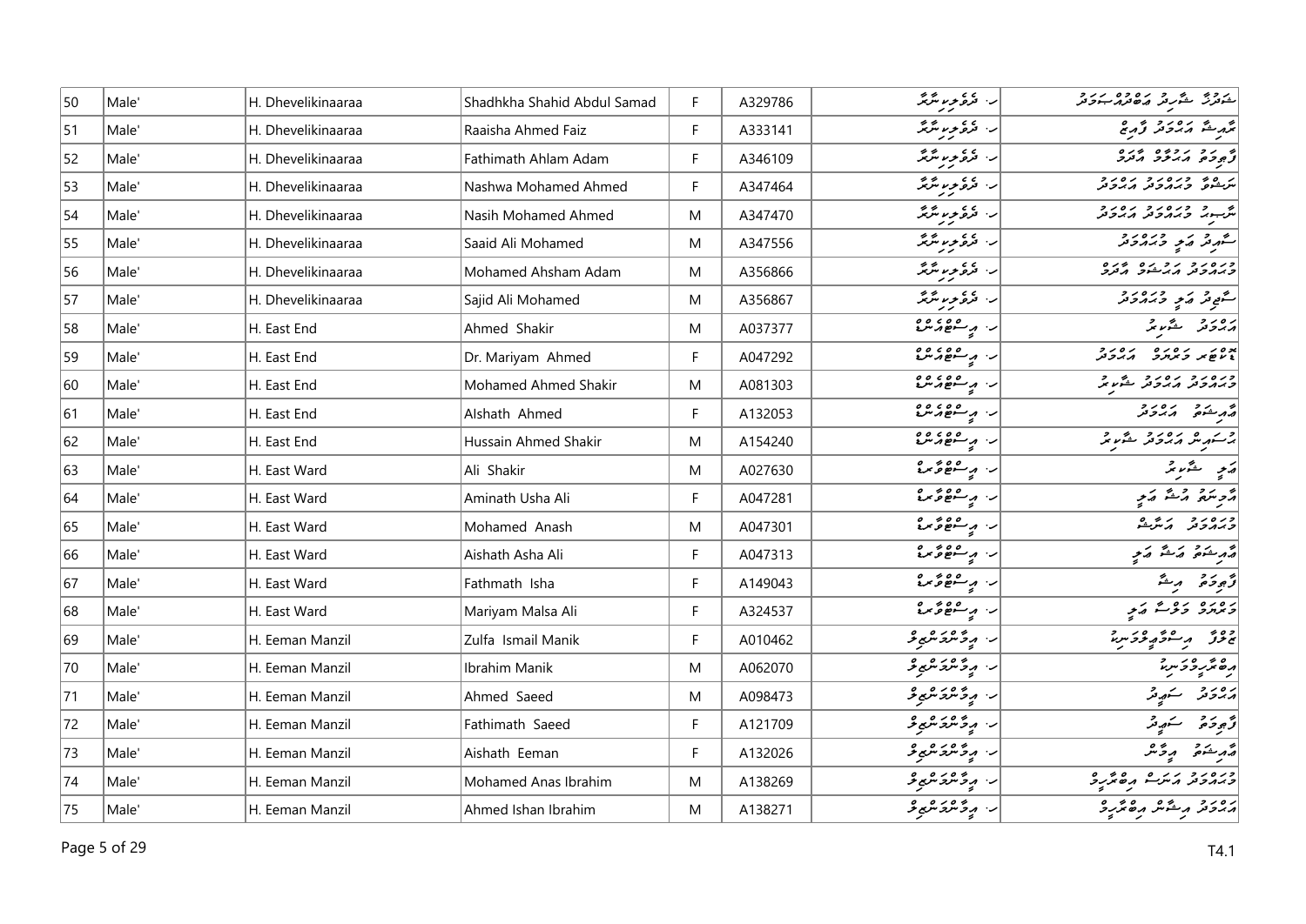| 50 | Male' | H. Dhevelikinaaraa | Shadhkha Shahid Abdul Samad | F | A329786 | ހ. ދެވެލިކިނާރާ | ޝަދްޤާ ޝާހިދު އަބްދުލް ސަމަދު |
|---|---|---|---|---|---|---|---|
| 51 | Male' | H. Dhevelikinaaraa | Raaisha Ahmed Faiz | F | A333141 | ހ. ދެވެލިކިނާރާ | ރާއިޝާ އަޙްމަދު ފާއިޒް |
| 52 | Male' | H. Dhevelikinaaraa | Fathimath Ahlam Adam | F | A346109 | ހ. ދެވެލިކިނާރާ | ފާތިމަތު އަޙްލާމް އާދަމް |
| 53 | Male' | H. Dhevelikinaaraa | Nashwa Mohamed Ahmed | F | A347464 | ހ. ދެވެލިކިނާރާ | ނަޝްވާ މުޙައްމަދު އަޙްމަދު |
| 54 | Male' | H. Dhevelikinaaraa | Nasih Mohamed Ahmed | M | A347470 | ހ. ދެވެލިކިނާރާ | ނާސިހު މުޙައްމަދު އަޙްމަދު |
| 55 | Male' | H. Dhevelikinaaraa | Saaid Ali Mohamed | M | A347556 | ހ. ދެވެލިކިނާރާ | ސާއިދު ޢަލީ މުޙައްމަދު |
| 56 | Male' | H. Dhevelikinaaraa | Mohamed Ahsham Adam | M | A356866 | ހ. ދެވެލިކިނާރާ | މުޙައްމަދު އަޙްޝަމް އާދަމް |
| 57 | Male' | H. Dhevelikinaaraa | Sajid Ali Mohamed | M | A356867 | ހ. ދެވެލިކިނާރާ | ސާޖިދު ޢަލީ މުޙައްމަދު |
| 58 | Male' | H. East End | Ahmed Shakir | M | A037377 | ހ. އީސްޓްއެންޑް | އަޙްމަދު ޝާކިރު |
| 59 | Male' | H. East End | Dr. Mariyam Ahmed | F | A047292 | ހ. އީސްޓްއެންޑް | ޑޮކްޓަރ މަރިޔަމް އަޙްމަދު |
| 60 | Male' | H. East End | Mohamed Ahmed Shakir | M | A081303 | ހ. އީސްޓްއެންޑް | މުޙައްމަދު އަޙްމަދު ޝާކިރު |
| 61 | Male' | H. East End | Alshath Ahmed | F | A132053 | ހ. އީސްޓްއެންޑް | އާއިޝަތު އަޙްމަދު |
| 62 | Male' | H. East End | Hussain Ahmed Shakir | M | A154240 | ހ. އީސްޓްއެންޑް | ޙުސައިން އަޙްމަދު ޝާކިރު |
| 63 | Male' | H. East Ward | Ali Shakir | M | A027630 | ހ. އީސްޓްވޯޑް | ޢަލީ ޝާކިރު |
| 64 | Male' | H. East Ward | Aminath Usha Ali | F | A047281 | ހ. އީސްޓްވޯޑް | އާމިނަތު އުޝާ ޢަލީ |
| 65 | Male' | H. East Ward | Mohamed Anash | M | A047301 | ހ. އީސްޓްވޯޑް | މުޙައްމަދު އަނަސް |
| 66 | Male' | H. East Ward | Aishath Asha Ali | F | A047313 | ހ. އީސްޓްވޯޑް | އާއިޝަތު އަޝާ ޢަލީ |
| 67 | Male' | H. East Ward | Fathmath Isha | F | A149043 | ހ. އީސްޓްވޯޑް | ފާތިމަތު އިޝާ |
| 68 | Male' | H. East Ward | Mariyam Malsa Ali | F | A324537 | ހ. އީސްޓްވޯޑް | މަރިޔަމް މަލްސާ ޢަލީ |
| 69 | Male' | H. Eeman Manzil | Zulfa Ismail Manik | F | A010462 | ހ. އީމާންމަންޒިލް | ޒުލްފާ އިސްމާޢީލްމަނިކު |
| 70 | Male' | H. Eeman Manzil | Ibrahim Manik | M | A062070 | ހ. އީމާންމަންޒިލް | އިބްރާހީމްމަނިކު |
| 71 | Male' | H. Eeman Manzil | Ahmed Saeed | M | A098473 | ހ. އީމާންމަންޒިލް | އަޙްމަދު ސަޢީދު |
| 72 | Male' | H. Eeman Manzil | Fathimath Saeed | F | A121709 | ހ. އީމާންމަންޒިލް | ފާތިމަތު ސަޢީދު |
| 73 | Male' | H. Eeman Manzil | Aishath Eeman | F | A132026 | ހ. އީމާންމަންޒިލް | އާއިޝަތު އީމާން |
| 74 | Male' | H. Eeman Manzil | Mohamed Anas Ibrahim | M | A138269 | ހ. އީމާންމަންޒިލް | މުޙައްމަދު އަނަސް އިބްރާހީމް |
| 75 | Male' | H. Eeman Manzil | Ahmed Ishan Ibrahim | M | A138271 | ހ. އީމާންމަންޒިލް | އަޙްމަދު އިޝާން އިބްރާހީމް |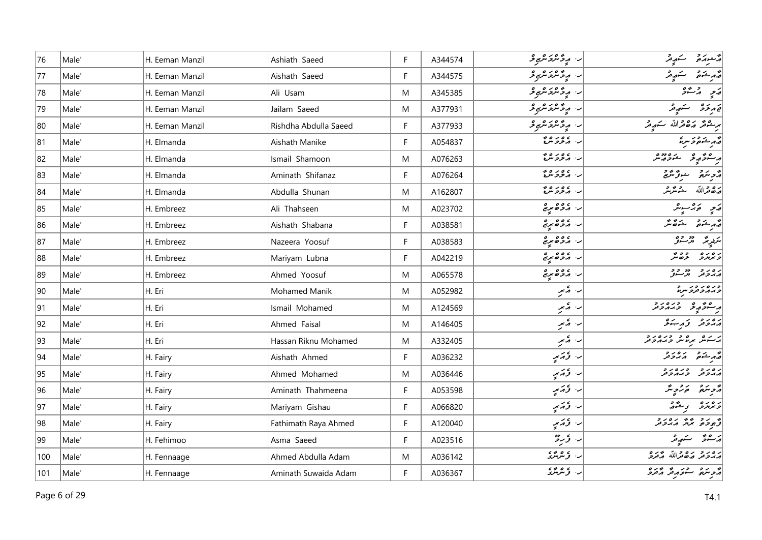| 76 | Male' | H. Eeman Manzil | Ashiath Saeed | F | A344574 | ހ. އީމާންމަންޒިލް | އާސިޔަތު ސަޢީދު |
|---|---|---|---|---|---|---|---|
| 77 | Male' | H. Eeman Manzil | Aishath Saeed | F | A344575 | ހ. އީމާންމަންޒިލް | ޢައިޝަތު ސަޢީދު |
| 78 | Male' | H. Eeman Manzil | Ali Usam | M | A345385 | ހ. އީމާންމަންޒިލް | ޢަލީ އުސާމް |
| 79 | Male' | H. Eeman Manzil | Jailam Saeed | M | A377931 | ހ. އީމާންމަންޒިލް | ޖައިލަމް ސަޢީދު |
| 80 | Male' | H. Eeman Manzil | Rishdha Abdulla Saeed | F | A377933 | ހ. އީމާންމަންޒިލް | ރިޝްދާ ޢަބްދުﷲ ސަޢީދު |
| 81 | Male' | H. Elmanda | Aishath Manike | F | A054837 | ހ. އެލްމަންޑާ | ޢައިޝަތުމަނިކެ |
| 82 | Male' | H. Elmanda | Ismail Shamoon | M | A076263 | ހ. އެލްމަންޑާ | އިސްމާޢީލް ޝަމޫން |
| 83 | Male' | H. Elmanda | Aminath Shifanaz | F | A076264 | ހ. އެލްމަންޑާ | އާމިނަތު ޝިފާނާޒް |
| 84 | Male' | H. Elmanda | Abdulla Shunan | M | A162807 | ހ. އެލްމަންޑާ | ޢަބްދުﷲ ޝުނާން |
| 85 | Male' | H. Embreez | Ali Thahseen | M | A023702 | ހ. އެމްބްރީޒް | ޢަލީ ތަޙްސީން |
| 86 | Male' | H. Embreez | Aishath Shabana | F | A038581 | ހ. އެމްބްރީޒް | ޢައިޝަތު ޝަބާނާ |
| 87 | Male' | H. Embreez | Nazeera Yoosuf | F | A038583 | ހ. އެމްބްރީޒް | ނަޒީރާ ޔޫސުފް |
| 88 | Male' | H. Embreez | Mariyam Lubna | F | A042219 | ހ. އެމްބްރީޒް | މަރިޔަމް ލުބްނާ |
| 89 | Male' | H. Embreez | Ahmed Yoosuf | M | A065578 | ހ. އެމްބްރީޒް | އަޙްމަދު ޔޫސުފް |
| 90 | Male' | H. Eri | Mohamed Manik | M | A052982 | ހ. އެރި | މުޙައްމަދުމަނިކު |
| 91 | Male' | H. Eri | Ismail Mohamed | M | A124569 | ހ. އެރި | އިސްމާޢީލް މުޙައްމަދު |
| 92 | Male' | H. Eri | Ahmed Faisal | M | A146405 | ހ. އެރި | އަޙްމަދު ފައިސަލް |
| 93 | Male' | H. Eri | Hassan Riknu Mohamed | M | A332405 | ހ. އެރި | ޙަސަން ރިކްނު މުޙައްމަދު |
| 94 | Male' | H. Fairy | Aishath Ahmed | F | A036232 | ހ. ފެއަރީ | ޢައިޝަތު އަޙްމަދު |
| 95 | Male' | H. Fairy | Ahmed Mohamed | M | A036446 | ހ. ފެއަރީ | އަޙްމަދު މުޙައްމަދު |
| 96 | Male' | H. Fairy | Aminath Thahmeena | F | A053598 | ހ. ފެއަރީ | އާމިނަތު ތަހުމީނާ |
| 97 | Male' | H. Fairy | Mariyam Gishau | F | A066820 | ހ. ފެއަރީ | މަރިޔަމް ގިޝައު |
| 98 | Male' | H. Fairy | Fathimath Raya Ahmed | F | A120040 | ހ. ފެއަރީ | ފާތިމަތު ރާޔާ އަޙްމަދު |
| 99 | Male' | H. Fehimoo | Asma Saeed | F | A023516 | ހ. ފެހިމޫ | އަސްމާ ސަޢީދު |
| 100 | Male' | H. Fennaage | Ahmed Abdulla Adam | M | A036142 | ހ. ފެންނާގެ | އަޙްމަދު ޢަބްދުﷲ އާދަމް |
| 101 | Male' | H. Fennaage | Aminath Suwaida Adam | F | A036367 | ހ. ފެންނާގެ | އާމިނަތު ސުވައިދާ އާދަމް |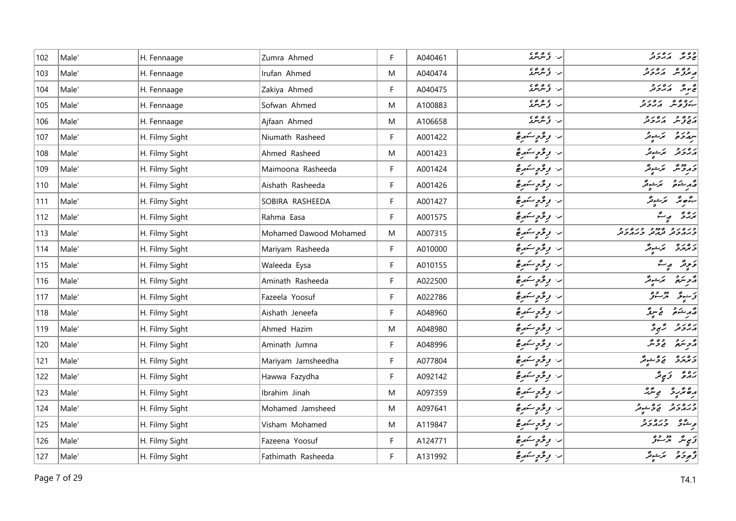| 102 | Male' | H. Fennaage | Zumra Ahmed | F | A040461 | ހ. ފެންނާގެ | ޒުމްރާ އަޙްމަދު |
|---|---|---|---|---|---|---|---|
| 103 | Male' | H. Fennaage | Irufan Ahmed | M | A040474 | ހ. ފެންނާގެ | އިރުފާން އަޙްމަދު |
| 104 | Male' | H. Fennaage | Zakiya Ahmed | F | A040475 | ހ. ފެންނާގެ | ޒާކިޔާ އަޙްމަދު |
| 105 | Male' | H. Fennaage | Sofwan Ahmed | M | A100883 | ހ. ފެންނާގެ | ސަފްވާން އަޙްމަދު |
| 106 | Male' | H. Fennaage | Ajfaan Ahmed | M | A106658 | ހ. ފެންނާގެ | އަޖުފާން އަޙްމަދު |
| 107 | Male' | H. Filmy Sight | Niumath Rasheed | F | A001422 | ހ. ފިލްމީސައިޓް | ނިއުމަތު ރަޝީދު |
| 108 | Male' | H. Filmy Sight | Ahmed Rasheed | M | A001423 | ހ. ފިލްމީސައިޓް | އަޙްމަދު ރަޝީދު |
| 109 | Male' | H. Filmy Sight | Maimoona Rasheeda | F | A001424 | ހ. ފިލްމީސައިޓް | މައިމޫނާ ރަޝީދާ |
| 110 | Male' | H. Filmy Sight | Aishath Rasheeda | F | A001426 | ހ. ފިލްމީސައިޓް | އައިޝަތު ރަޝީދާ |
| 111 | Male' | H. Filmy Sight | SOBIRA RASHEEDA | F | A001427 | ހ. ފިލްމީސައިޓް | ސާބިރާ ރަޝީދާ |
| 112 | Male' | H. Filmy Sight | Rahma Easa | F | A001575 | ހ. ފިލްމީސައިޓް | ރަޙްމާ ީސާ |
| 113 | Male' | H. Filmy Sight | Mohamed Dawood Mohamed | M | A007315 | ހ. ފިލްމީސައިޓް | މުޙައްމަދު ދާއޫދު މުޙައްމަދު |
| 114 | Male' | H. Filmy Sight | Mariyam Rasheeda | F | A010000 | ހ. ފިލްމީސައިޓް | މަރިޔަމް ރަޝީދާ |
| 115 | Male' | H. Filmy Sight | Waleeda Eysa | F | A010155 | ހ. ފިލްމީސައިޓް | ވަލީދާ އީސާ |
| 116 | Male' | H. Filmy Sight | Aminath Rasheeda | F | A022500 | ހ. ފިލްމީސައިޓް | އާމިނަތު ރަޝީދާ |
| 117 | Male' | H. Filmy Sight | Fazeela Yoosuf | F | A022786 | ހ. ފިލްމީސައިޓް | ފަޒީލާ ޔޫސުފް |
| 118 | Male' | H. Filmy Sight | Aishath Jeneefa | F | A048960 | ހ. ފިލްމީސައިޓް | އައިޝަތު ޖެނީފާ |
| 119 | Male' | H. Filmy Sight | Ahmed Hazim | M | A048980 | ހ. ފިލްމީސައިޓް | އަޙްމަދު ހާޒިމް |
| 120 | Male' | H. Filmy Sight | Aminath Jumna | F | A048996 | ހ. ފިލްމީސައިޓް | އާމިނަތު ޖުމްނާ |
| 121 | Male' | H. Filmy Sight | Mariyam Jamsheedha | F | A077804 | ހ. ފިލްމީސައިޓް | މަރިޔަމް ޖަމްޝީދާ |
| 122 | Male' | H. Filmy Sight | Hawwa Fazydha | F | A092142 | ހ. ފިލްމީސައިޓް | ހައްވާ ފަޒީދާ |
| 123 | Male' | H. Filmy Sight | Ibrahim Jinah | M | A097359 | ހ. ފިލްމީސައިޓް | އިބްރާހިމް ޖިނާހް |
| 124 | Male' | H. Filmy Sight | Mohamed Jamsheed | M | A097641 | ހ. ފިލްމީސައިޓް | މުޙައްމަދު ޖަމްޝީދު |
| 125 | Male' | H. Filmy Sight | Visham Mohamed | M | A119847 | ހ. ފިލްމީސައިޓް | ވިޝާމް މުޙައްމަދު |
| 126 | Male' | H. Filmy Sight | Fazeena Yoosuf | F | A124771 | ހ. ފިލްމީސައިޓް | ފަޒީނާ ޔޫސުފް |
| 127 | Male' | H. Filmy Sight | Fathimath Rasheeda | F | A131992 | ހ. ފިލްމީސައިޓް | ފާތިމަތު ރަޝީދާ |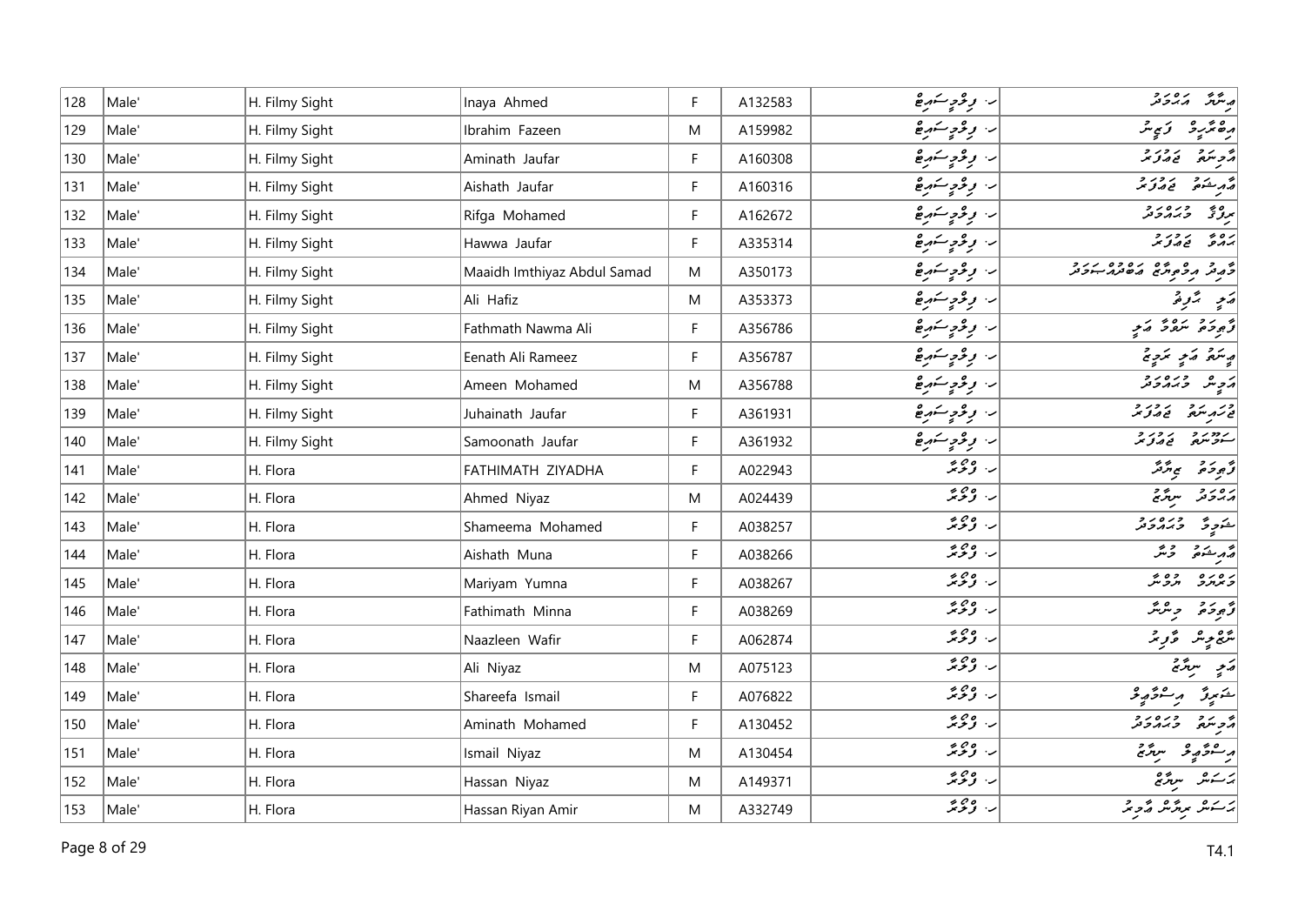| 128 | Male' | H. Filmy Sight | Inaya Ahmed | F | A132583 | ހ. ފިލްމީސައިޓް | އިނާޔާ އަޙްމަދު |
|---|---|---|---|---|---|---|---|
| 129 | Male' | H. Filmy Sight | Ibrahim Fazeen | M | A159982 | ހ. ފިލްމީސައިޓް | އިބްރާހީމް ފަޒީން |
| 130 | Male' | H. Filmy Sight | Aminath Jaufar | F | A160308 | ހ. ފިލްމީސައިޓް | އާމިނަތު ޖައުފަރު |
| 131 | Male' | H. Filmy Sight | Aishath Jaufar | F | A160316 | ހ. ފިލްމީސައިޓް | އާއިޝަތު ޖައުފަރު |
| 132 | Male' | H. Filmy Sight | Rifga Mohamed | F | A162672 | ހ. ފިލްމީސައިޓް | ރިފްގާ މުޙައްމަދު |
| 133 | Male' | H. Filmy Sight | Hawwa Jaufar | F | A335314 | ހ. ފިލްމީސައިޓް | ހައްވާ ޖައުފަރު |
| 134 | Male' | H. Filmy Sight | Maaidh Imthiyaz Abdul Samad | M | A350173 | ހ. ފިލްމީސައިޓް | މާއިދު އިމްތިޔާޒް އަބްދުއްސަމަދު |
| 135 | Male' | H. Filmy Sight | Ali Hafiz | M | A353373 | ހ. ފިލްމީސައިޓް | އަލީ ހާފިޒް |
| 136 | Male' | H. Filmy Sight | Fathmath Nawma Ali | F | A356786 | ހ. ފިލްމީސައިޓް | ފާތިމަތު ނަޢުމާ އަލީ |
| 137 | Male' | H. Filmy Sight | Eenath Ali Rameez | F | A356787 | ހ. ފިލްމީސައިޓް | އީނަތު އަލީ ރަމީޒް |
| 138 | Male' | H. Filmy Sight | Ameen Mohamed | M | A356788 | ހ. ފިލްމީސައިޓް | އަމީން މުޙައްމަދު |
| 139 | Male' | H. Filmy Sight | Juhainath Jaufar | F | A361931 | ހ. ފިލްމީސައިޓް | ޖުހައިނަތު ޖައުފަރު |
| 140 | Male' | H. Filmy Sight | Samoonath Jaufar | F | A361932 | ހ. ފިލްމީސައިޓް | ސަމޫނަތު ޖައުފަރު |
| 141 | Male' | H. Flora | FATHIMATH ZIYADHA | F | A022943 | ހ. ފްލޯރާ | ފާތިމަތު ޒިޔާދާ |
| 142 | Male' | H. Flora | Ahmed Niyaz | M | A024439 | ހ. ފްލޯރާ | އަޙްމަދު ނިޔާޒް |
| 143 | Male' | H. Flora | Shameema Mohamed | F | A038257 | ހ. ފްލޯރާ | ޝަމީމާ މުޙައްމަދު |
| 144 | Male' | H. Flora | Aishath Muna | F | A038266 | ހ. ފްލޯރާ | އާއިޝަތު މުނާ |
| 145 | Male' | H. Flora | Mariyam Yumna | F | A038267 | ހ. ފްލޯރާ | މަރިޔަމް ޔުމްނާ |
| 146 | Male' | H. Flora | Fathimath Minna | F | A038269 | ހ. ފްލޯރާ | ފާތިމަތު މިންނާ |
| 147 | Male' | H. Flora | Naazleen Wafir | F | A062874 | ހ. ފްލޯރާ | ނާޒްލީން ވާފިރު |
| 148 | Male' | H. Flora | Ali Niyaz | M | A075123 | ހ. ފްލޯރާ | އަލީ ނިޔާޒް |
| 149 | Male' | H. Flora | Shareefa Ismail | F | A076822 | ހ. ފްލޯރާ | ޝަރީފާ އިސްމާޢީލް |
| 150 | Male' | H. Flora | Aminath Mohamed | F | A130452 | ހ. ފްލޯރާ | އާމިނަތު މުޙައްމަދު |
| 151 | Male' | H. Flora | Ismail Niyaz | M | A130454 | ހ. ފްލޯރާ | އިސްމާޢީލް ނިޔާޒް |
| 152 | Male' | H. Flora | Hassan Niyaz | M | A149371 | ހ. ފްލޯރާ | ހަސަން ނިޔާޒް |
| 153 | Male' | H. Flora | Hassan Riyan Amir | M | A332749 | ހ. ފްލޯރާ | ހަސަން ރިޔާން އާމިރު |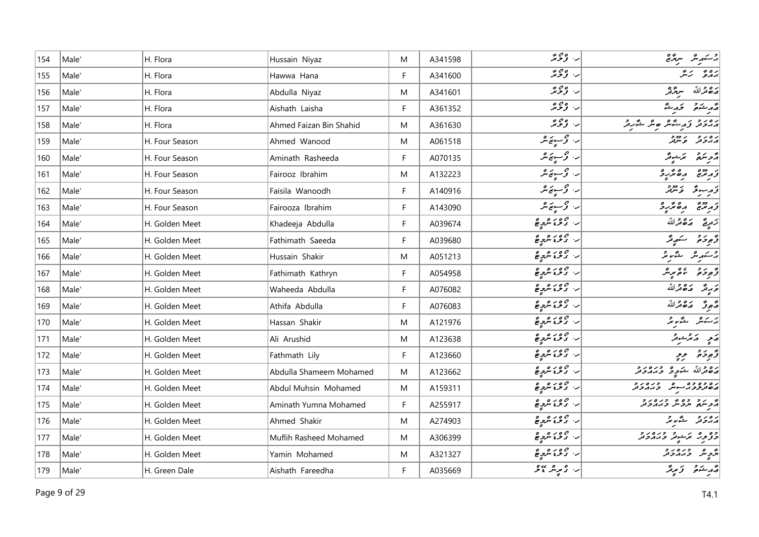| 154 | Male' | H. Flora | Hussain Niyaz | M | A341598 | ހ. ފްލޯރާ | ޙުސައިން ނިޔާޒް |
|---|---|---|---|---|---|---|---|
| 155 | Male' | H. Flora | Hawwa Hana | F | A341600 | ހ. ފްލޯރާ | ޙައްވާ ހަނާ |
| 156 | Male' | H. Flora | Abdulla Niyaz | M | A341601 | ހ. ފްލޯރާ | އަބްދުﷲ ނިޔާޒު |
| 157 | Male' | H. Flora | Aishath Laisha | F | A361352 | ހ. ފްލޯރާ | އައިޝަތު ލައިޝާ |
| 158 | Male' | H. Flora | Ahmed Faizan Bin Shahid | M | A361630 | ހ. ފްލޯރާ | އަޙްމަދު ފައިޒާން ބިން ޝާހިދު |
| 159 | Male' | H. Four Season | Ahmed Wanood | M | A061518 | ހ. ފޯސީޒަން | އަޙްމަދު ވަނޫދު |
| 160 | Male' | H. Four Season | Aminath Rasheeda | F | A070135 | ހ. ފޯސީޒަން | އާމިނަތު ރަޝީދާ |
| 161 | Male' | H. Four Season | Fairooz Ibrahim | M | A132223 | ހ. ފޯސީޒަން | ފައިރޫޒް އިބްރާހިމް |
| 162 | Male' | H. Four Season | Faisila Wanoodh | F | A140916 | ހ. ފޯސީޒަން | ފައިސިލާ ވަނޫދު |
| 163 | Male' | H. Four Season | Fairooza Ibrahim | F | A143090 | ހ. ފޯސީޒަން | ފައިރޫޒާ އިބްރާހިމް |
| 164 | Male' | H. Golden Meet | Khadeeja Abdulla | F | A039674 | ހ. ގޯލްޑަންމީޓް | ޚަދީޖާ އަބްދުﷲ |
| 165 | Male' | H. Golden Meet | Fathimath Saeeda | F | A039680 | ހ. ގޯލްޑަންމީޓް | ފާތިމަތު ސައީދާ |
| 166 | Male' | H. Golden Meet | Hussain Shakir | M | A051213 | ހ. ގޯލްޑަންމީޓް | ޙުސައިން ޝާކިރު |
| 167 | Male' | H. Golden Meet | Fathimath Kathryn | F | A054958 | ހ. ގޯލްޑަންމީޓް | ފާތިމަތު ކެތްރިން |
| 168 | Male' | H. Golden Meet | Waheeda Abdulla | F | A076082 | ހ. ގޯލްޑަންމީޓް | ވަހީދާ އަބްދުﷲ |
| 169 | Male' | H. Golden Meet | Athifa Abdulla | F | A076083 | ހ. ގޯލްޑަންމީޓް | އާތިފާ އަބްދުﷲ |
| 170 | Male' | H. Golden Meet | Hassan Shakir | M | A121976 | ހ. ގޯލްޑަންމީޓް | ޙަސަން ޝާކިރު |
| 171 | Male' | H. Golden Meet | Ali Arushid | M | A123638 | ހ. ގޯލްޑަންމީޓް | އަލީ އަރުޝިދު |
| 172 | Male' | H. Golden Meet | Fathmath Lily | F | A123660 | ހ. ގޯލްޑަންމީޓް | ފާތިމަތު ލިލީ |
| 173 | Male' | H. Golden Meet | Abdulla Shameem Mohamed | M | A123662 | ހ. ގޯލްޑަންމީޓް | އަބްދުﷲ ޝަމީމް މުޙައްމަދު |
| 174 | Male' | H. Golden Meet | Abdul Muhsin Mohamed | M | A159311 | ހ. ގޯލްޑަންމީޓް | އަބްދުލްމުޙްސިން މުޙައްމަދު |
| 175 | Male' | H. Golden Meet | Aminath Yumna Mohamed | F | A255917 | ހ. ގޯލްޑަންމީޓް | އާމިނަތު ޔުމްނާ މުޙައްމަދު |
| 176 | Male' | H. Golden Meet | Ahmed Shakir | M | A274903 | ހ. ގޯލްޑަންމީޓް | އަޙްމަދު ޝާކިރު |
| 177 | Male' | H. Golden Meet | Muflih Rasheed Mohamed | M | A306399 | ހ. ގޯލްޑަންމީޓް | މުފްލިޙް ރަޝީދު މުޙައްމަދު |
| 178 | Male' | H. Golden Meet | Yamin Mohamed | M | A321327 | ހ. ގޯލްޑަންމީޓް | ޔާމިން މުޙައްމަދު |
| 179 | Male' | H. Green Dale | Aishath Fareedha | F | A035669 | ހ. ގްރީން ޑޭލް | އައިޝަތު ފަރީދާ |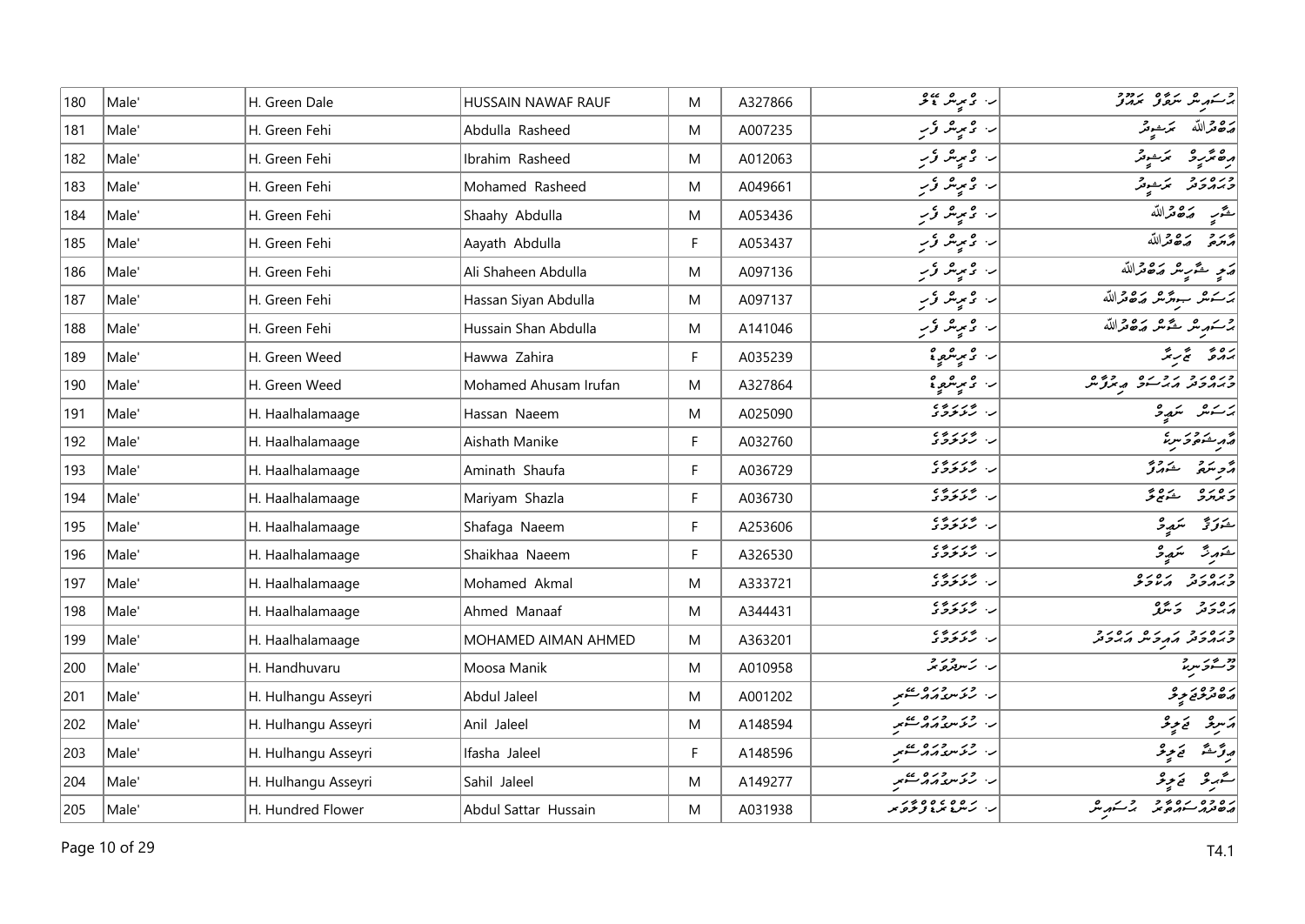| 180 | Male' | H. Green Dale | HUSSAIN NAWAF RAUF | M | A327866 | ހ. ގްރީން ޑޭލް | ހުސައިން ނަވާފް ރައުފް |
|---|---|---|---|---|---|---|---|
| 181 | Male' | H. Green Fehi | Abdulla Rasheed | M | A007235 | ހ. ގްރީން ފެހި | އަބްދުﷲ ރަޝީދު |
| 182 | Male' | H. Green Fehi | Ibrahim Rasheed | M | A012063 | ހ. ގްރީން ފެހި | އިބްރާހީމް ރަޝީދު |
| 183 | Male' | H. Green Fehi | Mohamed Rasheed | M | A049661 | ހ. ގްރީން ފެހި | މުހައްމަދު ރަޝީދު |
| 184 | Male' | H. Green Fehi | Shaahy Abdulla | M | A053436 | ހ. ގްރީން ފެހި | ޝާހީ އަބްދުﷲ |
| 185 | Male' | H. Green Fehi | Aayath Abdulla | F | A053437 | ހ. ގްރީން ފެހި | އާޔަތު އަބްދުﷲ |
| 186 | Male' | H. Green Fehi | Ali Shaheen Abdulla | M | A097136 | ހ. ގްރީން ފެހި | އަލި ޝާހީން އަބްދުﷲ |
| 187 | Male' | H. Green Fehi | Hassan Siyan Abdulla | M | A097137 | ހ. ގްރީން ފެހި | ހަސަން ސިޔާން އަބްދުﷲ |
| 188 | Male' | H. Green Fehi | Hussain Shan Abdulla | M | A141046 | ހ. ގްރީން ފެހި | ހުސައިން ޝާން އަބްދުﷲ |
| 189 | Male' | H. Green Weed | Hawwa Zahira | F | A035239 | ހ. ގްރީންވީޑް | ހައްވާ ޒާހިރާ |
| 190 | Male' | H. Green Weed | Mohamed Ahusam Irufan | M | A327864 | ހ. ގްރީންވީޑް | މުހައްމަދު އަހުސަމް އިރުފާން |
| 191 | Male' | H. Haalhalamaage | Hassan Naeem | M | A025090 | ހ. ހާޅަލަމާގެ | ހަސަން ނައީމް |
| 192 | Male' | H. Haalhalamaage | Aishath Manike | F | A032760 | ހ. ހާޅަލަމާގެ | އާއިޝަތުމަނިކެ |
| 193 | Male' | H. Haalhalamaage | Aminath Shaufa | F | A036729 | ހ. ހާޅަލަމާގެ | އާމިނަތު ޝައުފާ |
| 194 | Male' | H. Haalhalamaage | Mariyam Shazla | F | A036730 | ހ. ހާޅަލަމާގެ | މަރިޔަމް ޝަޒްލާ |
| 195 | Male' | H. Haalhalamaage | Shafaga Naeem | F | A253606 | ހ. ހާޅަލަމާގެ | ޝަފަގާ ނައީމް |
| 196 | Male' | H. Haalhalamaage | Shaikhaa Naeem | F | A326530 | ހ. ހާޅަލަމާގެ | ޝައިޚާ ނައީމް |
| 197 | Male' | H. Haalhalamaage | Mohamed Akmal | M | A333721 | ހ. ހާޅަލަމާގެ | މުހައްމަދު އަކްމަލް |
| 198 | Male' | H. Haalhalamaage | Ahmed Manaaf | M | A344431 | ހ. ހާޅަލަމާގެ | އަހްމަދު މަނާފް |
| 199 | Male' | H. Haalhalamaage | MOHAMED AIMAN AHMED | M | A363201 | ހ. ހާޅަލަމާގެ | މުހައްމަދު އައިމަން އަހްމަދު |
| 200 | Male' | H. Handhuvaru | Moosa Manik | M | A010958 | ހ. ހަނދުވަރު | މޫސާމަނިކު |
| 201 | Male' | H. Hulhangu Asseyri | Abdul Jaleel | M | A001202 | ހ. ހުޅަނގުއައްސޭރި | އަބްދުލްޖަލީލް |
| 202 | Male' | H. Hulhangu Asseyri | Anil Jaleel | M | A148594 | ހ. ހުޅަނގުއައްސޭރި | އަނިލް ޖަލީލް |
| 203 | Male' | H. Hulhangu Asseyri | Ifasha Jaleel | F | A148596 | ހ. ހުޅަނގުއައްސޭރި | އިފާޝާ ޖަލީލް |
| 204 | Male' | H. Hulhangu Asseyri | Sahil Jaleel | M | A149277 | ހ. ހުޅަނގުއައްސޭރި | ސާހިލް ޖަލީލް |
| 205 | Male' | H. Hundred Flower | Abdul Sattar Hussain | M | A031938 | ހ. ހަންޑްރެޑްފްލަވަރ | އަބްދުއްސައްތާރު ހުސައިން |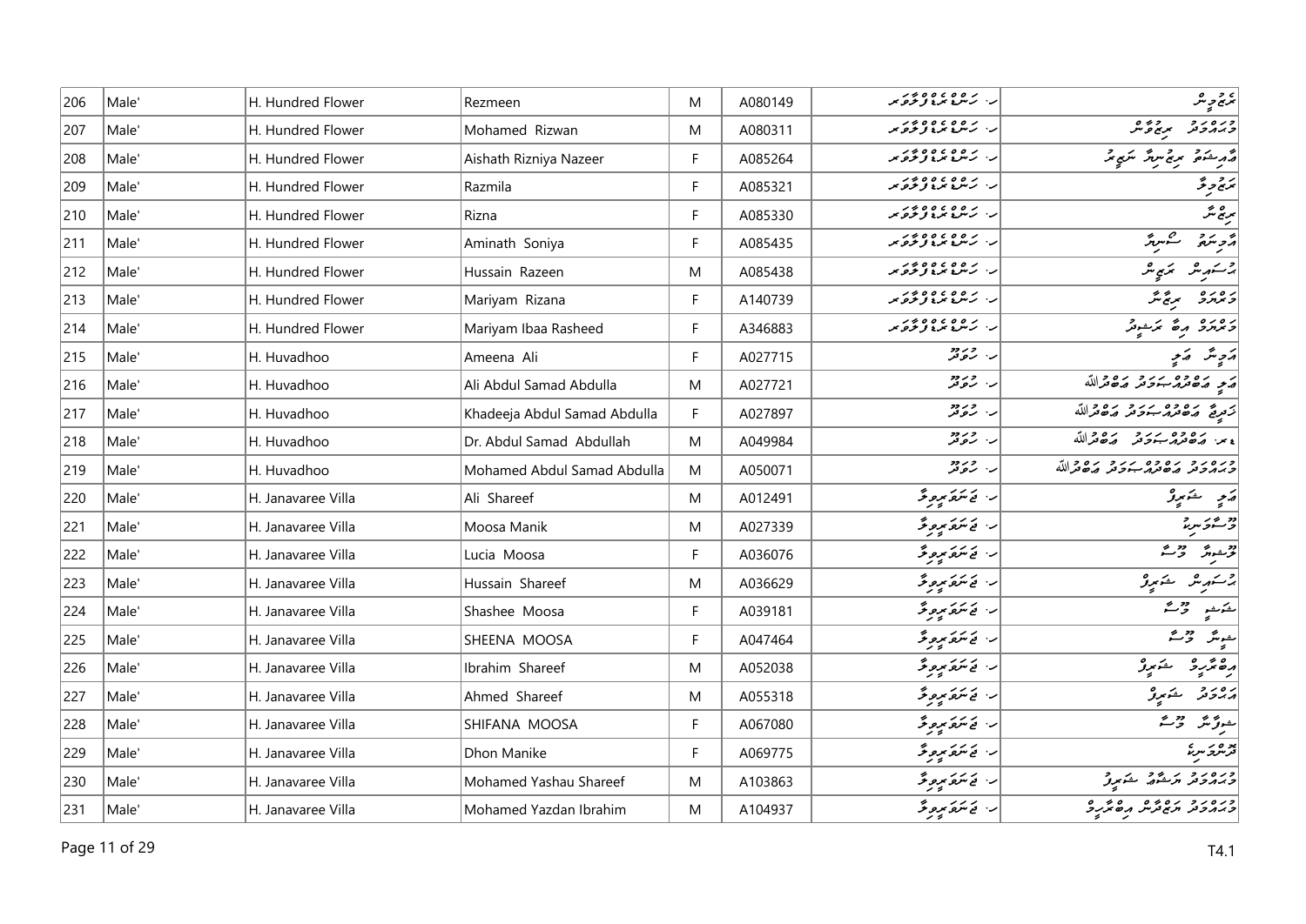| 206 | Male' | H. Hundred Flower | Rezmeen | M | A080149 | ހ. ހަންޑްރެޑްފްލަވަރ | ރެޒްމީން |
|---|---|---|---|---|---|---|---|
| 207 | Male' | H. Hundred Flower | Mohamed Rizwan | M | A080311 | ހ. ހަންޑްރެޑްފްލަވަރ | މުހައްމަދު ރިޒްވާން |
| 208 | Male' | H. Hundred Flower | Aishath Rizniya Nazeer | F | A085264 | ހ. ހަންޑްރެޑްފްލަވަރ | އާއިޝަތު ރިޒްނިޔާ ނަޒީރު |
| 209 | Male' | H. Hundred Flower | Razmila | F | A085321 | ހ. ހަންޑްރެޑްފްލަވަރ | ރަޒްމިލާ |
| 210 | Male' | H. Hundred Flower | Rizna | F | A085330 | ހ. ހަންޑްރެޑްފްލަވަރ | ރިޒްނާ |
| 211 | Male' | H. Hundred Flower | Aminath Soniya | F | A085435 | ހ. ހަންޑްރެޑްފްލަވަރ | އާމިނަތު ސޯނިޔާ |
| 212 | Male' | H. Hundred Flower | Hussain Razeen | M | A085438 | ހ. ހަންޑްރެޑްފްލަވަރ | ހުސައިން ރަޒީން |
| 213 | Male' | H. Hundred Flower | Mariyam Rizana | F | A140739 | ހ. ހަންޑްރެޑްފްލަވަރ | މަރިޔަމް ރިޒާނާ |
| 214 | Male' | H. Hundred Flower | Mariyam Ibaa Rasheed | F | A346883 | ހ. ހަންޑްރެޑްފްލަވަރ | މަރިޔަމް އިބާ ރަޝީދު |
| 215 | Male' | H. Huvadhoo | Ameena Ali | F | A027715 | ހ. ހުވަދޫ | އަމީނާ އަލި |
| 216 | Male' | H. Huvadhoo | Ali Abdul Samad Abdulla | M | A027721 | ހ. ހުވަދޫ | އަލި އަބްދުލްސަމަދު އަބްދުﷲ |
| 217 | Male' | H. Huvadhoo | Khadeeja Abdul Samad Abdulla | F | A027897 | ހ. ހުވަދޫ | ޚަދީޖާ އަބްދުލްސަމަދު އަބްދުﷲ |
| 218 | Male' | H. Huvadhoo | Dr. Abdul Samad Abdullah | M | A049984 | ހ. ހުވަދޫ | ޑރ. އަބްދުލްސަމަދު އަބްދުﷲ |
| 219 | Male' | H. Huvadhoo | Mohamed Abdul Samad Abdulla | M | A050071 | ހ. ހުވަދޫ | މުހައްމަދު އަބްދުލްސަމަދު އަބްދުﷲ |
| 220 | Male' | H. Janavaree Villa | Ali Shareef | M | A012491 | ހ. ޖަނަވަރީވިލާ | އަލި ޝަރީފު |
| 221 | Male' | H. Janavaree Villa | Moosa Manik | M | A027339 | ހ. ޖަނަވަރީވިލާ | މޫސާމަނިކު |
| 222 | Male' | H. Janavaree Villa | Lucia Moosa | F | A036076 | ހ. ޖަނަވަރީވިލާ | ލޫޝިޔާ މޫސާ |
| 223 | Male' | H. Janavaree Villa | Hussain Shareef | M | A036629 | ހ. ޖަނަވަރީވިލާ | ހުސައިން ޝަރީފު |
| 224 | Male' | H. Janavaree Villa | Shashee Moosa | F | A039181 | ހ. ޖަނަވަރީވިލާ | ޝަޝީ މޫސާ |
| 225 | Male' | H. Janavaree Villa | SHEENA MOOSA | F | A047464 | ހ. ޖަނަވަރީވިލާ | ޝީނާ މޫސާ |
| 226 | Male' | H. Janavaree Villa | Ibrahim Shareef | M | A052038 | ހ. ޖަނަވަރީވިލާ | އިބްރާހީމް ޝަރީފު |
| 227 | Male' | H. Janavaree Villa | Ahmed Shareef | M | A055318 | ހ. ޖަނަވަރީވިލާ | އަހުމަދު ޝަރީފު |
| 228 | Male' | H. Janavaree Villa | SHIFANA MOOSA | F | A067080 | ހ. ޖަނަވަރީވިލާ | ޝިފާނާ މޫސާ |
| 229 | Male' | H. Janavaree Villa | Dhon Manike | F | A069775 | ހ. ޖަނަވަރީވިލާ | ދޮންމަނިކެ |
| 230 | Male' | H. Janavaree Villa | Mohamed Yashau Shareef | M | A103863 | ހ. ޖަނަވަރީވިލާ | މުހައްމަދު ޔަޝާއު ޝަރީފު |
| 231 | Male' | H. Janavaree Villa | Mohamed Yazdan Ibrahim | M | A104937 | ހ. ޖަނަވަރީވިލާ | މުހައްމަދު ޔަޒްދާން އިބްރާހީމް |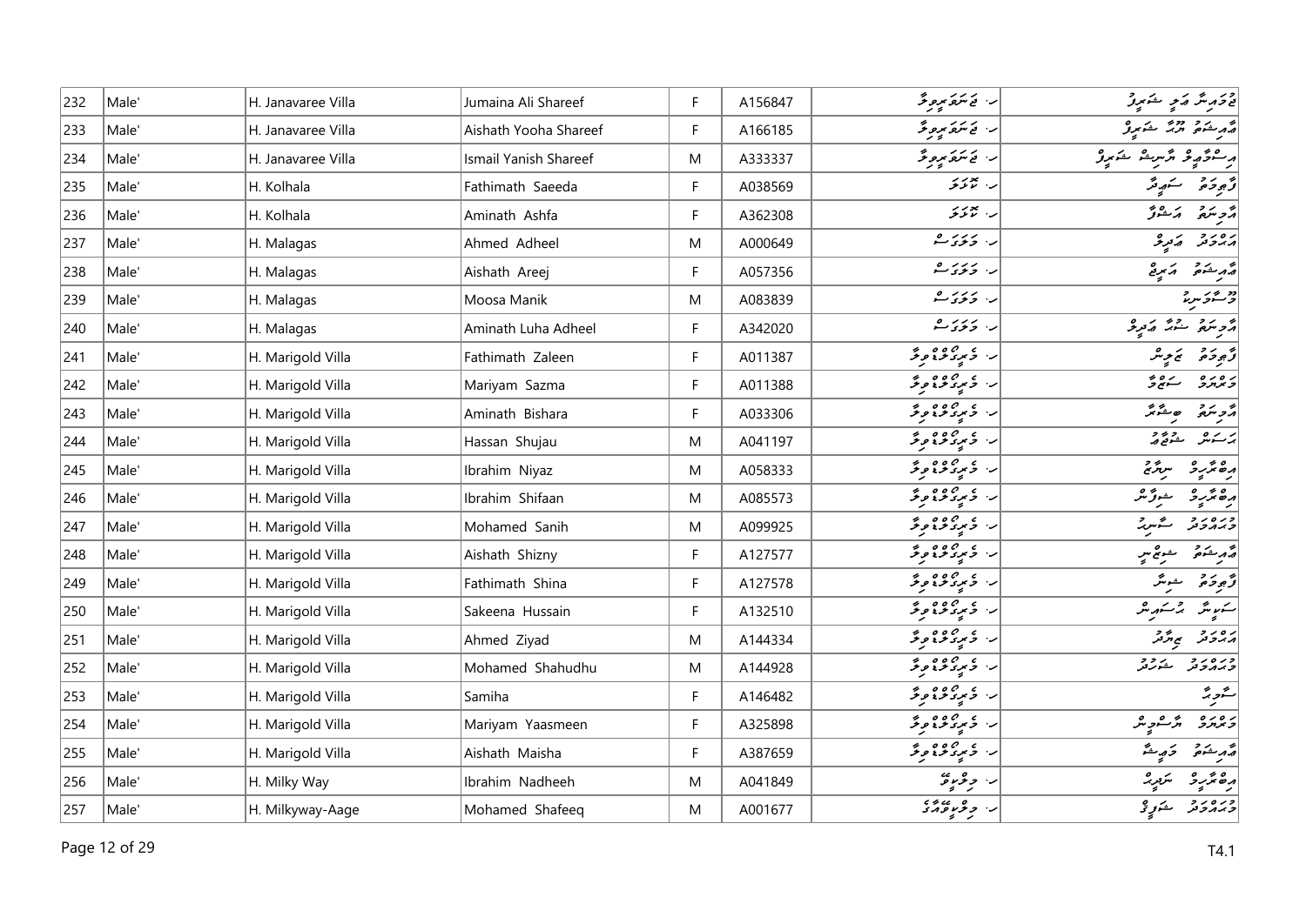| 232 | Male' | H. Janavaree Villa | Jumaina Ali Shareef | F | A156847 | ހ. ޖަނަވަރީވިލާ | ޖުމައިނާ އަލި ޝަރީފް |
|---|---|---|---|---|---|---|---|
| 233 | Male' | H. Janavaree Villa | Aishath Yooha Shareef | F | A166185 | ހ. ޖަނަވަރީވިލާ | އައިޝަތު ޔޫހާ ޝަރީފް |
| 234 | Male' | H. Janavaree Villa | Ismail Yanish Shareef | M | A333337 | ހ. ޖަނަވަރީވިލާ | އިސްމާއީލް ޔާނިޝް ޝަރީފް |
| 235 | Male' | H. Kolhala | Fathimath Saeeda | F | A038569 | ހ. ކޮޅަލަ | ފާތިމަތު ސައީދާ |
| 236 | Male' | H. Kolhala | Aminath Ashfa | F | A362308 | ހ. ކޮޅަލަ | އާމިނަތު އަޝްފާ |
| 237 | Male' | H. Malagas | Ahmed Adheel | M | A000649 | ހ. މަލަގަސް | އަހުމަދު އަދީލް |
| 238 | Male' | H. Malagas | Aishath Areej | F | A057356 | ހ. މަލަގަސް | އައިޝަތު އަރީޖް |
| 239 | Male' | H. Malagas | Moosa Manik | M | A083839 | ހ. މަލަގަސް | މޫސާމަނިކު |
| 240 | Male' | H. Malagas | Aminath Luha Adheel | F | A342020 | ހ. މަލަގަސް | އާމިނަތު ލުހާ އަދީލް |
| 241 | Male' | H. Marigold Villa | Fathimath Zaleen | F | A011387 | ހ. މެރިގޯލްޑްވިލާ | ފާތިމަތު ޒަލީން |
| 242 | Male' | H. Marigold Villa | Mariyam Sazma | F | A011388 | ހ. މެރިގޯލްޑްވިލާ | މަރިޔަމް ސަޒްމާ |
| 243 | Male' | H. Marigold Villa | Aminath Bishara | F | A033306 | ހ. މެރިގޯލްޑްވިލާ | އާމިނަތު ބިޝާރާ |
| 244 | Male' | H. Marigold Villa | Hassan Shujau | M | A041197 | ހ. މެރިގޯލްޑްވިލާ | ހަސަން ޝުޖާޢު |
| 245 | Male' | H. Marigold Villa | Ibrahim Niyaz | M | A058333 | ހ. މެރިގޯލްޑްވިލާ | އިބްރާހީމް ނިޔާޒް |
| 246 | Male' | H. Marigold Villa | Ibrahim Shifaan | M | A085573 | ހ. މެރިގޯލްޑްވިލާ | އިބްރާހީމް ޝިފާން |
| 247 | Male' | H. Marigold Villa | Mohamed Sanih | M | A099925 | ހ. މެރިގޯލްޑްވިލާ | މުހައްމަދު ސާނިހު |
| 248 | Male' | H. Marigold Villa | Aishath Shizny | F | A127577 | ހ. މެރިގޯލްޑްވިލާ | އައިޝަތު ޝިޒްނީ |
| 249 | Male' | H. Marigold Villa | Fathimath Shina | F | A127578 | ހ. މެރިގޯލްޑްވިލާ | ފާތިމަތު ޝިނާ |
| 250 | Male' | H. Marigold Villa | Sakeena Hussain | F | A132510 | ހ. މެރިގޯލްޑްވިލާ | ސަކީނާ ހުސައިން |
| 251 | Male' | H. Marigold Villa | Ahmed Ziyad | M | A144334 | ހ. މެރިގޯލްޑްވިލާ | އަހުމަދު ޒިޔާދު |
| 252 | Male' | H. Marigold Villa | Mohamed Shahudhu | M | A144928 | ހ. މެރިގޯލްޑްވިލާ | މުހައްމަދު ޝަހުދު |
| 253 | Male' | H. Marigold Villa | Samiha | F | A146482 | ހ. މެރިގޯލްޑްވިލާ | ސާމިހާ |
| 254 | Male' | H. Marigold Villa | Mariyam Yaasmeen | F | A325898 | ހ. މެރިގޯލްޑްވިލާ | މަރިޔަމް ޔާސްމީން |
| 255 | Male' | H. Marigold Villa | Aishath Maisha | F | A387659 | ހ. މެރިގޯލްޑްވިލާ | އައިޝަތު މައިޝާ |
| 256 | Male' | H. Milky Way | Ibrahim Nadheeh | M | A041849 | ހ. މިލްކީވޭ | އިބްރާހީމް ނަދީހު |
| 257 | Male' | H. Milkyway-Aage | Mohamed Shafeeq | M | A001677 | ހ. މިލްކީވޭއާގެ | މުހައްމަދު ޝަފީޤު |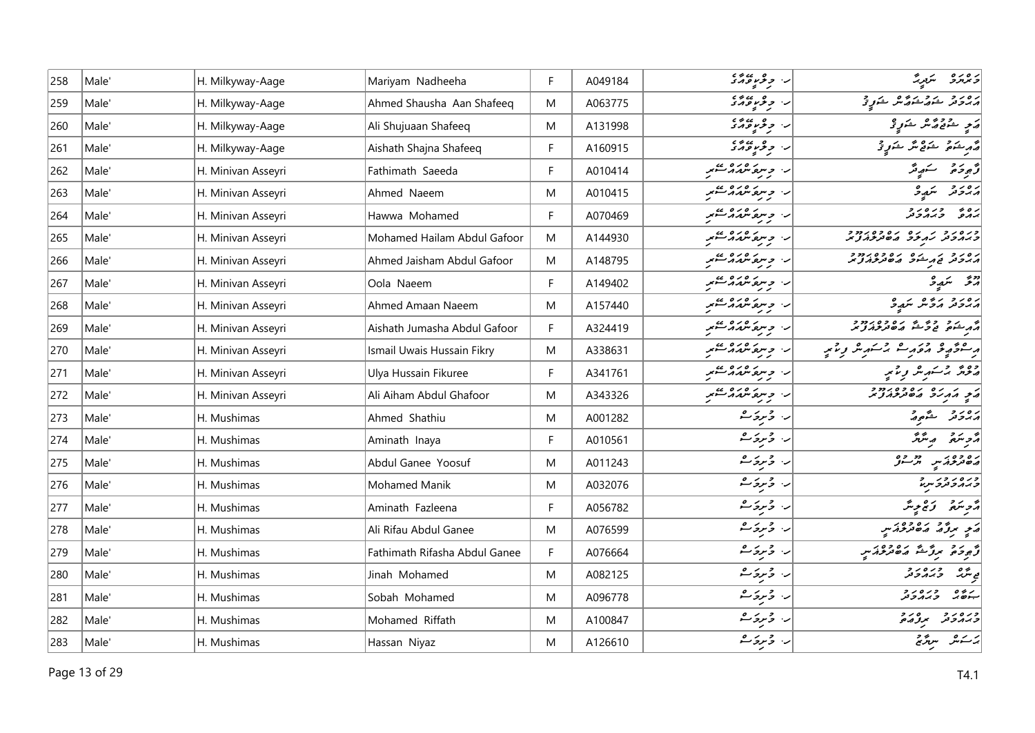| 258 | Male' | H. Milkyway-Aage | Mariyam Nadheeha | F | A049184 | ر. وِڅْرِوَوْٓءَ ގެ | ޤަރިޔަމް ނަދީހާ |
|---|---|---|---|---|---|---|---|
| 259 | Male' | H. Milkyway-Aage | Ahmed Shausha Aan Shafeeq | M | A063775 | ހ. މިލްކީވޭއާގެ | އަޙްމަދު ޝައުޝާއާން ޝަފީޤު |
| 260 | Male' | H. Milkyway-Aage | Ali Shujuaan Shafeeq | M | A131998 | ހ. މިލްކީވޭއާގެ | އަލި ޝުޖުއާން ޝަފީޤު |
| 261 | Male' | H. Milkyway-Aage | Aishath Shajna Shafeeq | F | A160915 | ހ. މިލްކީވޭއާގެ | އައިޝަތު ޝަޖްނާ ޝަފީޤު |
| 262 | Male' | H. Minivan Asseyri | Fathimath Saeeda | F | A010414 | ހ. މިނިވަންއައްސޭރި | ފާތިމަތު ސަޢީދާ |
| 263 | Male' | H. Minivan Asseyri | Ahmed Naeem | M | A010415 | ހ. މިނިވަންއައްސޭރި | އަޙްމަދު ނަޢީމް |
| 264 | Male' | H. Minivan Asseyri | Hawwa Mohamed | F | A070469 | ހ. މިނިވަންއައްސޭރި | ހައްވާ މުޙައްމަދު |
| 265 | Male' | H. Minivan Asseyri | Mohamed Hailam Abdul Gafoor | M | A144930 | ހ. މިނިވަންއައްސޭރި | މުޙައްމަދު ހައިލަމް އަބްދުލްޣަފޫރު |
| 266 | Male' | H. Minivan Asseyri | Ahmed Jaisham Abdul Gafoor | M | A148795 | ހ. މިނިވަންއައްސޭރި | އަޙްމަދު ޖައިޝަމް އަބްދުލްޣަފޫރު |
| 267 | Male' | H. Minivan Asseyri | Oola Naeem | F | A149402 | ހ. މިނިވަންއައްސޭރި | އޫލާ ނަޢީމް |
| 268 | Male' | H. Minivan Asseyri | Ahmed Amaan Naeem | M | A157440 | ހ. މިނިވަންއައްސޭރި | އަޙްމަދު އަމާން ނަޢީމް |
| 269 | Male' | H. Minivan Asseyri | Aishath Jumasha Abdul Gafoor | F | A324419 | ހ. މިނިވަންއައްސޭރި | އައިޝަތު ޖުމާޝާ އަބްދުލްޣަފޫރު |
| 270 | Male' | H. Minivan Asseyri | Ismail Uwais Hussain Fikry | M | A338631 | ހ. މިނިވަންއައްސޭރި | އިސްމާޢީލް އުވައިސް ޙުސައިން ފިކްރީ |
| 271 | Male' | H. Minivan Asseyri | Ulya Hussain Fikuree | F | A341761 | ހ. މިނިވަންއައްސޭރި | އުލްޔާ ޙުސައިން ފިކުރީ |
| 272 | Male' | H. Minivan Asseyri | Ali Aiham Abdul Ghafoor | M | A343326 | ހ. މިނިވަންއައްސޭރި | އަލި އައިހަމް އަބްދުލްޣަފޫރު |
| 273 | Male' | H. Mushimas | Ahmed Shathiu | M | A001282 | ހ. މުށިމަސް | އަޙްމަދު ޝާތިއު |
| 274 | Male' | H. Mushimas | Aminath Inaya | F | A010561 | ހ. މުށިމަސް | އާމިނަތު ޢިނާޔާ |
| 275 | Male' | H. Mushimas | Abdul Ganee Yoosuf | M | A011243 | ހ. މުށިމަސް | އަބްދުލްޣަނީ ޔޫސުފް |
| 276 | Male' | H. Mushimas | Mohamed Manik | M | A032076 | ހ. މުށިމަސް | މުޙައްމަދުމަނިކު |
| 277 | Male' | H. Mushimas | Aminath Fazleena | F | A056782 | ހ. މުށިމަސް | އާމިނަތު ފަޟްލީނާ |
| 278 | Male' | H. Mushimas | Ali Rifau Abdul Ganee | M | A076599 | ހ. މުށިމަސް | އަލި ރިފާއު އަބްދުލްޣަނީ |
| 279 | Male' | H. Mushimas | Fathimath Rifasha Abdul Ganee | F | A076664 | ހ. މުށިމަސް | ފާތިމަތު ރިފާޝާ އަބްދުލްޣަނީ |
| 280 | Male' | H. Mushimas | Jinah Mohamed | M | A082125 | ހ. މުށިމަސް | ޖިނާހް މުޙައްމަދު |
| 281 | Male' | H. Mushimas | Sobah Mohamed | M | A096778 | ހ. މުށިމަސް | ސޮބާހް މުޙައްމަދު |
| 282 | Male' | H. Mushimas | Mohamed Riffath | M | A100847 | ހ. މުށިމަސް | މުޙައްމަދު ރިފްޢަތު |
| 283 | Male' | H. Mushimas | Hassan Niyaz | M | A126610 | ހ. މުށިމަސް | ޙަސަން ނިޔާޒް |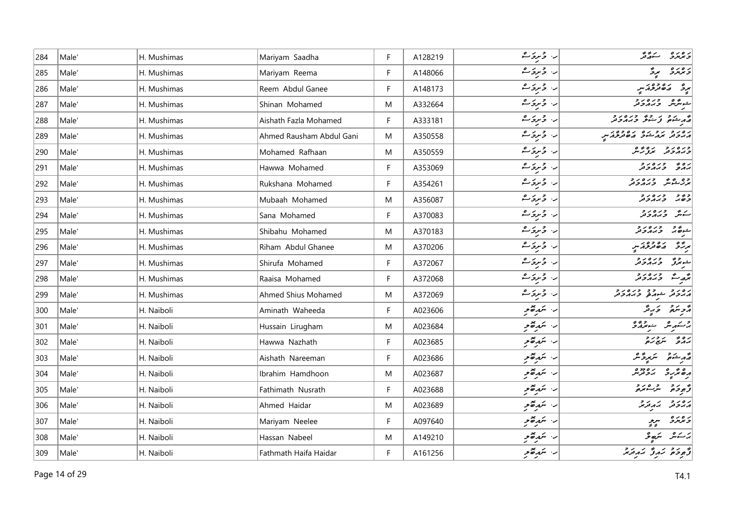| 284 | Male' | H. Mushimas | Mariyam Saadha | F | A128219 | ހ. މުޝިމަސް | މަރިޔަމް ސަޢާދާ |
|---|---|---|---|---|---|---|---|
| 285 | Male' | H. Mushimas | Mariyam Reema | F | A148066 | ހ. މުޝިމަސް | މަރިޔަމް ރީމާ |
| 286 | Male' | H. Mushimas | Reem Abdul Ganee | F | A148173 | ހ. މުޝިމަސް | ރީމް އަބްދުލްޣަނީ |
| 287 | Male' | H. Mushimas | Shinan Mohamed | M | A332664 | ހ. މުޝިމަސް | ޝިނާން މުޙައްމަދު |
| 288 | Male' | H. Mushimas | Aishath Fazla Mohamed | F | A333181 | ހ. މުޝިމަސް | އާއިޝަތު ފަޟްލާ މުޙައްމަދު |
| 289 | Male' | H. Mushimas | Ahmed Rausham Abdul Gani | M | A350558 | ހ. މުޝިމަސް | އަޙްމަދު ރައުޝަމް އަބްދުލްޣަނީ |
| 290 | Male' | H. Mushimas | Mohamed Rafhaan | M | A350559 | ހ. މުޝިމަސް | މުޙައްމަދު ރަފްހާން |
| 291 | Male' | H. Mushimas | Hawwa Mohamed | F | A353069 | ހ. މުޝިމަސް | ހައްވާ މުޙައްމަދު |
| 292 | Male' | H. Mushimas | Rukshana Mohamed | F | A354261 | ހ. މުޝިމަސް | ރުކްޝާނާ މުޙައްމަދު |
| 293 | Male' | H. Mushimas | Mubaah Mohamed | M | A356087 | ހ. މުޝިމަސް | މުބާހު މުޙައްމަދު |
| 294 | Male' | H. Mushimas | Sana Mohamed | F | A370083 | ހ. މުޝިމަސް | ސަނާ މުޙައްމަދު |
| 295 | Male' | H. Mushimas | Shibahu Mohamed | M | A370183 | ހ. މުޝިމަސް | ޝިބާހު މުޙައްމަދު |
| 296 | Male' | H. Mushimas | Riham Abdul Ghanee | M | A370206 | ހ. މުޝިމަސް | ރިހާމް އަބްދުލްޣަނީ |
| 297 | Male' | H. Mushimas | Shirufa Mohamed | F | A372067 | ހ. މުޝިމަސް | ޝިރުފާ މުޙައްމަދު |
| 298 | Male' | H. Mushimas | Raaisa Mohamed | F | A372068 | ހ. މުޝިމަސް | ރާއިސާ މުޙައްމަދު |
| 299 | Male' | H. Mushimas | Ahmed Shius Mohamed | M | A372069 | ހ. މުޝިމަސް | އަޙްމަދު ޝިޔުސް މުޙައްމަދު |
| 300 | Male' | H. Naiboli | Aminath Waheeda | F | A023606 | ހ. ނައިބޮލި | އާމިނަތު ވަޙީދާ |
| 301 | Male' | H. Naiboli | Hussain Lirugham | M | A023684 | ހ. ނައިބޮލި | ހުސައިން ލިރުޣާމް |
| 302 | Male' | H. Naiboli | Hawwa Nazhath | F | A023685 | ހ. ނައިބޮލި | ހައްވާ ނަޒްހަތު |
| 303 | Male' | H. Naiboli | Aishath Nareeman | F | A023686 | ހ. ނައިބޮލި | އާއިޝަތު ނަރީމާން |
| 304 | Male' | H. Naiboli | Ibrahim Hamdhoon | M | A023687 | ހ. ނައިބޮލި | އިބްރާހީމް ހަމްދޫން |
| 305 | Male' | H. Naiboli | Fathimath Nusrath | F | A023688 | ހ. ނައިބޮލި | ފާތިމަތު ނުސްރަތު |
| 306 | Male' | H. Naiboli | Ahmed Haidar | M | A023689 | ހ. ނައިބޮލި | އަޙްމަދު ހައިދަރު |
| 307 | Male' | H. Naiboli | Mariyam Neelee | F | A097640 | ހ. ނައިބޮލި | މަރިޔަމް ނީލީ |
| 308 | Male' | H. Naiboli | Hassan Nabeel | M | A149210 | ހ. ނައިބޮލި | ހަސަން ނަބީލް |
| 309 | Male' | H. Naiboli | Fathmath Haifa Haidar | F | A161256 | ހ. ނައިބޮލި | ފާތިމަތު ހައިފާ ހައިދަރު |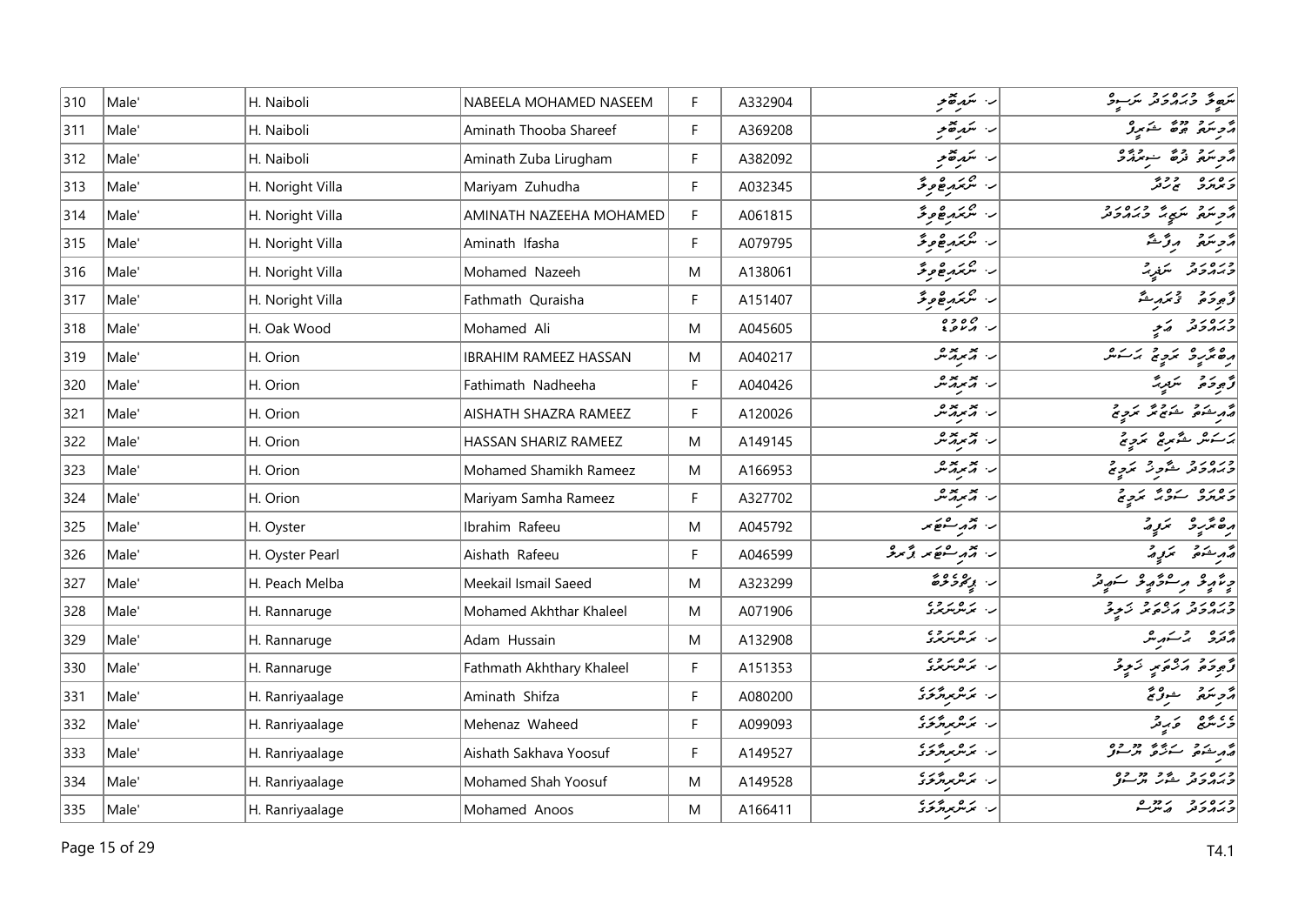| 310 | Male' | H. Naiboli | NABEELA MOHAMED NASEEM | F | A332904 | ހ. ނައިބޮލި | ނަބީލާ މުހައްމަދު ނަސީމް |
|---|---|---|---|---|---|---|---|
| 311 | Male' | H. Naiboli | Aminath Thooba Shareef | F | A369208 | ހ. ނައިބޮލި | އާމިނަތު ތޫބާ ޝަރީފް |
| 312 | Male' | H. Naiboli | Aminath Zuba Lirugham | F | A382092 | ހ. ނައިބޮލި | އާމިނަތު ޒުބާ ލިރުޣަމް |
| 313 | Male' | H. Noright Villa | Mariyam Zuhudha | F | A032345 | ހ. ނޯރައިޓްވިލާ | މަރިޔަމް ޒުހުދާ |
| 314 | Male' | H. Noright Villa | AMINATH NAZEEHA MOHAMED | F | A061815 | ހ. ނޯރައިޓްވިލާ | އާމިނަތު ނަޒީހާ މުހައްމަދު |
| 315 | Male' | H. Noright Villa | Aminath Ifasha | F | A079795 | ހ. ނޯރައިޓްވިލާ | އާމިނަތު އިފާޝާ |
| 316 | Male' | H. Noright Villa | Mohamed Nazeeh | M | A138061 | ހ. ނޯރައިޓްވިލާ | މުހައްމަދު ނަޒީހު |
| 317 | Male' | H. Noright Villa | Fathmath Quraisha | F | A151407 | ހ. ނޯރައިޓްވިލާ | ފާތިމަތު ქުރައިޝާ |
| 318 | Male' | H. Oak Wood | Mohamed Ali | M | A045605 | ހ. އޯކްވުޑް | މުހައްމަދު އަލި |
| 319 | Male' | H. Orion | IBRAHIM RAMEEZ HASSAN | M | A040217 | ހ. އޯރިއަން | އިބްރާހީމް ރަމީޒު ހަސަން |
| 320 | Male' | H. Orion | Fathimath Nadheeha | F | A040426 | ހ. އޯރިއަން | ފާތިމަތު ނަދީހާ |
| 321 | Male' | H. Orion | AISHATH SHAZRA RAMEEZ | F | A120026 | ހ. އޯރިއަން | އައިޝަތު ޝަޒްރާ ރަމީޒު |
| 322 | Male' | H. Orion | HASSAN SHARIZ RAMEEZ | M | A149145 | ހ. އޯރިއަން | ހަސަން ޝާރިޒް ރަމީޒު |
| 323 | Male' | H. Orion | Mohamed Shamikh Rameez | M | A166953 | ހ. އޯރިއަން | މުހައްމަދު ޝާމިޚް ރަމީޒު |
| 324 | Male' | H. Orion | Mariyam Samha Rameez | F | A327702 | ހ. އޯރިއަން | މަރިޔަމް ސަމްހާ ރަމީޒު |
| 325 | Male' | H. Oyster | Ibrahim Rafeeu | M | A045792 | ހ. އޮއިސްޓަރ | އިބްރާހީމް ރަފީއު |
| 326 | Male' | H. Oyster Pearl | Aishath Rafeeu | F | A046599 | ހ. އޮއިސްޓަރ ޕާރލް | އައިޝަތު ރަފީއު |
| 327 | Male' | H. Peach Melba | Meekail Ismail Saeed | M | A323299 | ހ. ޕީޗްމެލްބާ | މީކާއިލް އިސްމާއީލް ސައީދު |
| 328 | Male' | H. Rannaruge | Mohamed Akhthar Khaleel | M | A071906 | ހ. ރަންނަރުގެ | މުހައްމަދު އަޚްތަރު ޚަލީލު |
| 329 | Male' | H. Rannaruge | Adam Hussain | M | A132908 | ހ. ރަންނަރުގެ | އާދަމް ހުސައިން |
| 330 | Male' | H. Rannaruge | Fathmath Akhthary Khaleel | F | A151353 | ހ. ރަންނަރުގެ | ފާތިމަތު އަޚްތަރީ ޚަލީލު |
| 331 | Male' | H. Ranriyaalage | Aminath Shifza | F | A080200 | ހ. ރަންރިޔާލަގެ | އާމިނަތު ޝިފްޒާ |
| 332 | Male' | H. Ranriyaalage | Mehenaz Waheed | F | A099093 | ހ. ރަންރިޔާލަގެ | މެހެނާޒް ވަހީދު |
| 333 | Male' | H. Ranriyaalage | Aishath Sakhava Yoosuf | F | A149527 | ހ. ރަންރިޔާލަގެ | އައިޝަތު ސަޚާވާ ޔޫސުފް |
| 334 | Male' | H. Ranriyaalage | Mohamed Shah Yoosuf | M | A149528 | ހ. ރަންރިޔާލަގެ | މުހައްމަދު ޝާހު ޔޫސުފް |
| 335 | Male' | H. Ranriyaalage | Mohamed Anoos | M | A166411 | ހ. ރަންރިޔާލަގެ | މުހައްމަދު އަނޫސް |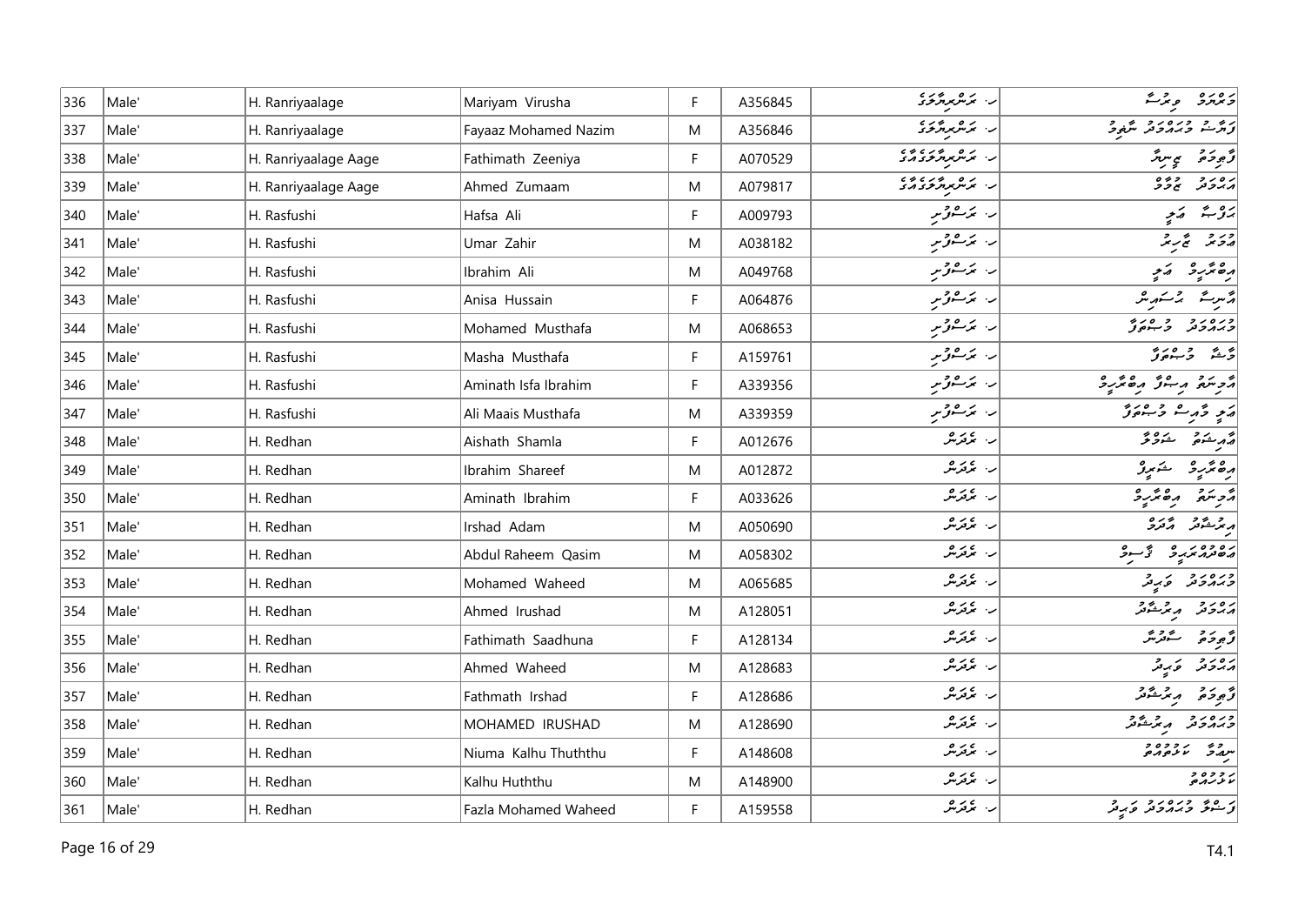| 336 | Male' | H. Ranriyaalage | Mariyam Virusha | F | A356845 | ހ. ރަންރިޔާލާގެ | މަރިޔަމް ވިރުޝާ |
|---|---|---|---|---|---|---|---|
| 337 | Male' | H. Ranriyaalage | Fayaaz Mohamed Nazim | M | A356846 | ހ. ރަންރިޔާލާގެ | ފައްޔާޒް މުހައްމަދު ނާޒިމް |
| 338 | Male' | H. Ranriyaalage Aage | Fathimath Zeeniya | F | A070529 | ހ. ރަންރިޔާލާގެއާގެ | ފާތިމަތު ޒީނިޔާ |
| 339 | Male' | H. Ranriyaalage Aage | Ahmed Zumaam | M | A079817 | ހ. ރަންރިޔާލާގެއާގެ | އަހުމަދު ޒުމާމް |
| 340 | Male' | H. Rasfushi | Hafsa Ali | F | A009793 | ހ. ރަސްފުށި | ހަފްސާ އަލި |
| 341 | Male' | H. Rasfushi | Umar Zahir | M | A038182 | ހ. ރަސްފުށި | އުމަރު ޒާހިރު |
| 342 | Male' | H. Rasfushi | Ibrahim Ali | M | A049768 | ހ. ރަސްފުށި | އިބްރާހިމް އަލި |
| 343 | Male' | H. Rasfushi | Anisa Hussain | F | A064876 | ހ. ރަސްފުށި | އަނީސާ ހުސައިން |
| 344 | Male' | H. Rasfushi | Mohamed Musthafa | M | A068653 | ހ. ރަސްފުށި | މުހައްމަދު މުސްތަފާ |
| 345 | Male' | H. Rasfushi | Masha Musthafa | F | A159761 | ހ. ރަސްފުށި | މާޝާ މުސްތަފާ |
| 346 | Male' | H. Rasfushi | Aminath Isfa Ibrahim | F | A339356 | ހ. ރަސްފުށި | އާމިނަތު އިސްފާ އިބްރާހިމް |
| 347 | Male' | H. Rasfushi | Ali Maais Musthafa | M | A339359 | ހ. ރަސްފުށި | އަލި މާއިސް މުސްތަފާ |
| 348 | Male' | H. Redhan | Aishath Shamla | F | A012676 | ހ. ރެދަން | އާއިޝަތު ޝަމްލާ |
| 349 | Male' | H. Redhan | Ibrahim Shareef | M | A012872 | ހ. ރެދަން | އިބްރާހިމް ޝަރީފް |
| 350 | Male' | H. Redhan | Aminath Ibrahim | F | A033626 | ހ. ރެދަން | އާމިނަތު އިބްރާހިމް |
| 351 | Male' | H. Redhan | Irshad Adam | M | A050690 | ހ. ރެދަން | އިރުޝާދު އާދަމް |
| 352 | Male' | H. Redhan | Abdul Raheem Qasim | M | A058302 | ހ. ރެދަން | އަބްދުއްރަޙީމް ޤާސިމް |
| 353 | Male' | H. Redhan | Mohamed Waheed | M | A065685 | ހ. ރެދަން | މުހައްމަދު ވަހީދު |
| 354 | Male' | H. Redhan | Ahmed Irushad | M | A128051 | ހ. ރެދަން | އަހުމަދު އިރުޝާދު |
| 355 | Male' | H. Redhan | Fathimath Saadhuna | F | A128134 | ހ. ރެދަން | ފާތިމަތު ސާދުނާ |
| 356 | Male' | H. Redhan | Ahmed Waheed | M | A128683 | ހ. ރެދަން | އަހުމަދު ވަހީދު |
| 357 | Male' | H. Redhan | Fathmath Irshad | F | A128686 | ހ. ރެދަން | ފާތިމަތު އިރުޝާދު |
| 358 | Male' | H. Redhan | MOHAMED IRUSHAD | M | A128690 | ހ. ރެދަން | މުހައްމަދު އިރުޝާދު |
| 359 | Male' | H. Redhan | Niuma Kalhu Thuththu | F | A148608 | ހ. ރެދަން | ނިއުމާ ކަޅުތުއްތު |
| 360 | Male' | H. Redhan | Kalhu Huththu | M | A148900 | ހ. ރެދަން | ކަޅުހުއްތު |
| 361 | Male' | H. Redhan | Fazla Mohamed Waheed | F | A159558 | ހ. ރެދަން | ފަޟްލާ މުހައްމަދު ވަހީދު |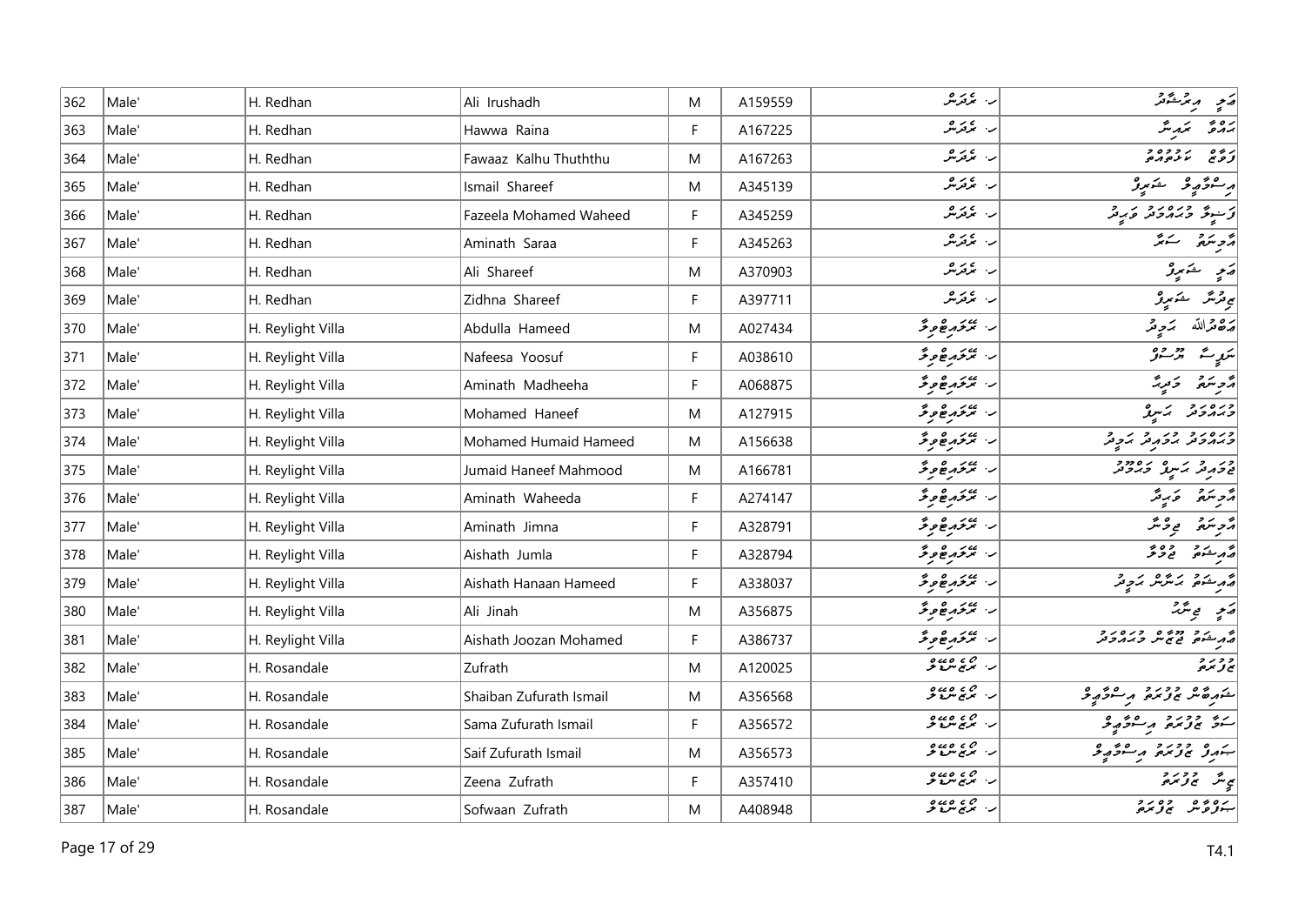| 362 | Male' | H. Redhan | Ali Irushadh | M | A159559 | ر. عۇترىر | ﺃﺗﯩﺒﻪ ﻣﻪﺗﯩﺸﻪﺗﺮ |
|---|---|---|---|---|---|---|---|
| 363 | Male' | H. Redhan | Hawwa Raina | F | A167225 | ر. عۇترىر | ﺑﻪﻣﻪﻭ ﺑﺮﻩﻣﯩﺮ |
| 364 | Male' | H. Redhan | Fawaaz Kalhu Thuththu | M | A167263 | ر. عۇترىر | ﻭﯗﻍ ﻛﯩﻜﻤﯩﺮ |
| 365 | Male' | H. Redhan | Ismail Shareef | M | A345139 | ر. عۇترىر | ﺭﺳﻪﯕﺮ ﺷﻪﺳﺮﻭ |
| 366 | Male' | H. Redhan | Fazeela Mohamed Waheed | F | A345259 | ر. عۇترىر | ﻭﺳﯩﯔ ﺩﺑﺮﻩﺩﻩﺭ ﻭﺑﺮﻩﺭ |
| 367 | Male' | H. Redhan | Aminath Saraa | F | A345263 | ر. عۇترىر | ﺃﺩﺑﺮﻩ ﺳﻪﺗﺮ |
| 368 | Male' | H. Redhan | Ali Shareef | M | A370903 | ر. عۇترىر | ﺃﺗﯩﺒﻪ ﺷﻪﺳﺮﻭ |
| 369 | Male' | H. Redhan | Zidhna Shareef | F | A397711 | ر. عۇترىر | ﺳﻪﺗﯩﺮ ﺷﻪﺳﺮﻭ |
| 370 | Male' | H. Reylight Villa | Abdulla Hameed | M | A027434 | ر. ﺗﺮﺧﻪﺭﻧﺮﻩﻭﯗ | ﺃﻩﻗﺮﺍﻟﻠﻪ ﺑﻪﺩﺭ |
| 371 | Male' | H. Reylight Villa | Nafeesa Yoosuf | F | A038610 | ر. ﺗﺮﺧﻪﺭﻧﺮﻩﻭﯗ | ﺳﺮﯩﺒﻪ ﺗﺮﺳﻪﺭ |
| 372 | Male' | H. Reylight Villa | Aminath Madheeha | F | A068875 | ر. ﺗﺮﺧﻪﺭﻧﺮﻩﻭﯗ | ﺃﺩﺑﺮﻩ ﻭﺑﺮﻩ |
| 373 | Male' | H. Reylight Villa | Mohamed Haneef | M | A127915 | ر. ﺗﺮﺧﻪﺭﻧﺮﻩﻭﯗ | ﺩﺑﺮﻩﺩﻩﺭ ﺑﻪﺳﺮﻭ |
| 374 | Male' | H. Reylight Villa | Mohamed Humaid Hameed | M | A156638 | ر. ﺗﺮﺧﻪﺭﻧﺮﻩﻭﯗ | ﺩﺑﺮﻩﺩﻩﺭ ﺑﺮﻩﺩﺭ ﺑﻪﺩﺭ |
| 375 | Male' | H. Reylight Villa | Jumaid Haneef Mahmood | M | A166781 | ر. ﺗﺮﺧﻪﺭﻧﺮﻩﻭﯗ | ﻣﺰﺩﺭ ﺑﻪﺳﺮﻭ ﺩﺑﺮﻩﺩﺭ |
| 376 | Male' | H. Reylight Villa | Aminath Waheeda | F | A274147 | ر. ﺗﺮﺧﻪﺭﻧﺮﻩﻭﯗ | ﺃﺩﺑﺮﻩ ﻭﺑﺮﻩ |
| 377 | Male' | H. Reylight Villa | Aminath Jimna | F | A328791 | ر. ﺗﺮﺧﻪﺭﻧﺮﻩﻭﯗ | ﺃﺩﺑﺮﻩ ﻣﯩﺮﻩ |
| 378 | Male' | H. Reylight Villa | Aishath Jumla | F | A328794 | ر. ﺗﺮﺧﻪﺭﻧﺮﻩﻭﯗ | ﺃﻣﯩﺸﻪﻩ ﻣﺰﺩﻭ |
| 379 | Male' | H. Reylight Villa | Aishath Hanaan Hameed | F | A338037 | ر. ﺗﺮﺧﻪﺭﻧﺮﻩﻭﯗ | ﺃﻣﯩﺸﻪﻩ ﺑﻪﺳﺮﻩ ﺑﻪﺩﺭ |
| 380 | Male' | H. Reylight Villa | Ali Jinah | M | A356875 | ر. ﺗﺮﺧﻪﺭﻧﺮﻩﻭﯗ | ﺃﺗﯩﺒﻪ ﻣﯩﺮﻩ |
| 381 | Male' | H. Reylight Villa | Aishath Joozan Mohamed | F | A386737 | ر. ﺗﺮﺧﻪﺭﻧﺮﻩﻭﯗ | ﺃﻣﯩﺸﻪﻩ ﻣﺰﺳﻪﺭ ﺩﺑﺮﻩﺩﻩﺭ |
| 382 | Male' | H. Rosandale | Zufrath | M | A120025 | ر. ﻧﺮﺳﻪﺭﺩﻭ | ﻣﺰﻭﺑﺮﻩ |
| 383 | Male' | H. Rosandale | Shaiban Zufurath Ismail | M | A356568 | ر. ﻧﺮﺳﻪﺭﺩﻭ | ﺷﻪﺭﺑﻪﺭ ﻣﺰﻭﺑﺮﻩ ﺭﺳﻪﯕﺮ |
| 384 | Male' | H. Rosandale | Sama Zufurath Ismail | F | A356572 | ر. ﻧﺮﺳﻪﺭﺩﻭ | ﺳﻪﺩ ﻣﺰﻭﺑﺮﻩ ﺭﺳﻪﯕﺮ |
| 385 | Male' | H. Rosandale | Saif Zufurath Ismail | M | A356573 | ر. ﻧﺮﺳﻪﺭﺩﻭ | ﺳﻪﺭﻭ ﻣﺰﻭﺑﺮﻩ ﺭﺳﻪﯕﺮ |
| 386 | Male' | H. Rosandale | Zeena Zufrath | F | A357410 | ر. ﻧﺮﺳﻪﺭﺩﻭ | ﺳﯩﺮ ﻣﺰﻭﺑﺮﻩ |
| 387 | Male' | H. Rosandale | Sofwaan Zufrath | M | A408948 | ر. ﻧﺮﺳﻪﺭﺩﻭ | ﺳﻪﻭﻭﺳﺮ ﻣﺰﻭﺑﺮﻩ |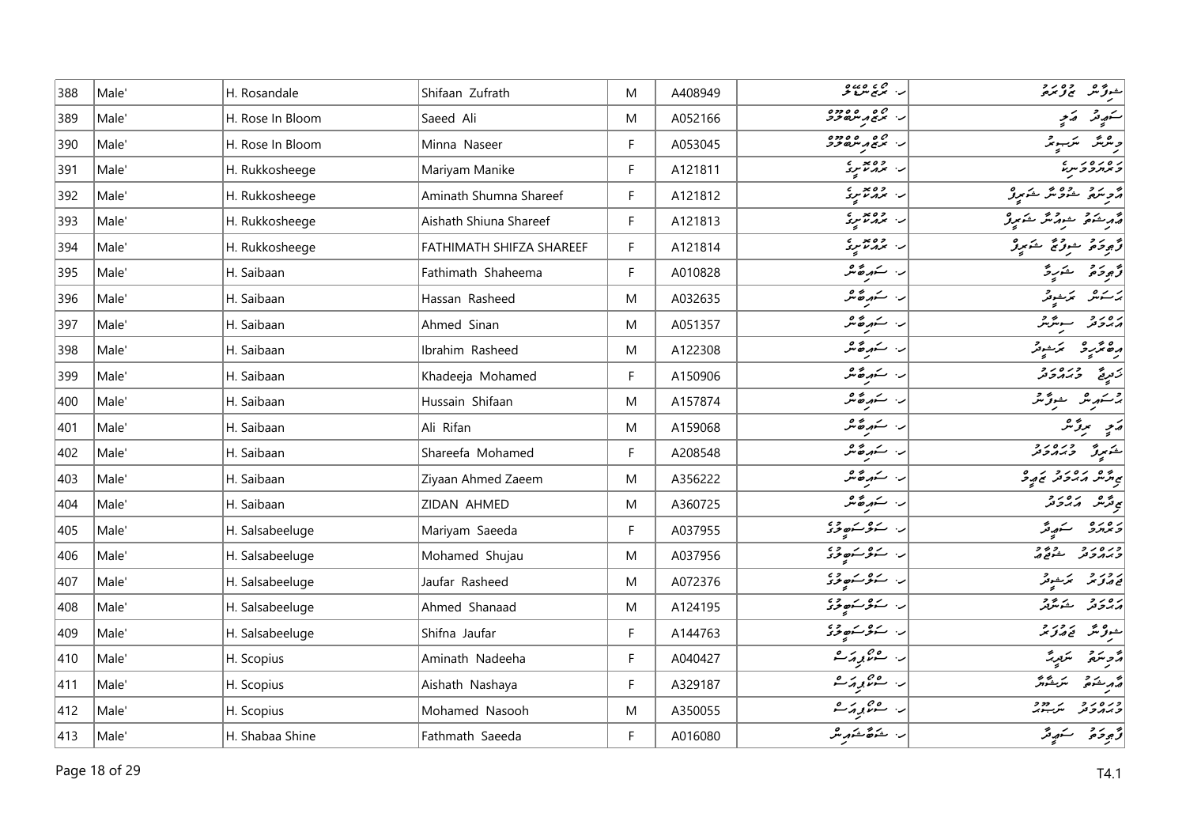| 388 | Male' | H. Rosandale | Shifaan Zufrath | M | A408949 | ر. ﺑﺮﯨﺞ ﺳْﺮﯨﺞ ﺋﻮ | ﺷﻮﯗﺴﺮ ﺝﯘﺑﺮﺩ |
|---|---|---|---|---|---|---|---|
| 389 | Male' | H. Rose In Bloom | Saeed Ali | M | A052166 | ر. ﺑﺮﯨﺞ ﻣﯩﺮﮬﯘﺩﯙ | ﺳﻜﻪﻳﻨﺮ ﻣﯩﺞ |
| 390 | Male' | H. Rose In Bloom | Minna Naseer | F | A053045 | ر. ﺑﺮﯨﺞ ﻣﯩﺮﮬﯘﺩﯙ | ﺭﯨﺮﯨﺮ ﺳﺮﯨﺒﻮﺑﺮ |
| 391 | Male' | H. Rukkosheege | Mariyam Manike | F | A121811 | ر. ﺑﺮﮬﺮﯨﺎﺳﭙﺮﯨ | ﺩﯨﺮﮬﺮﯨﯘﯨﺴﺮﯨ |
| 392 | Male' | H. Rukkosheege | Aminath Shumna Shareef | F | A121812 | ر. ﺑﺮﮬﺮﯨﺎﺳﭙﺮﯨ | ﻣﯘﺟﯩﺮﮬﻮ ﺷﯘﯘﺳﺮ ﺷﯩﺮﯨﻮ |
| 393 | Male' | H. Rukkosheege | Aishath Shiuna Shareef | F | A121813 | ر. ﺑﺮﮬﺮﯨﺎﺳﭙﺮﯨ | ﻣﯘﺭﺷﯩﻮ ﺷﻮﻣﯘﺳﺮ ﺷﯩﺮﯨﻮ |
| 394 | Male' | H. Rukkosheege | FATHIMATH SHIFZA SHAREEF | F | A121814 | ر. ﺑﺮﮬﺮﯨﺎﺳﭙﺮﯨ | ﺗﯘﺟﯩﺮﮬﻮ ﺷﻮﯘﯨﺞ ﺷﯩﺮﯨﻮ |
| 395 | Male' | H. Saibaan | Fathimath Shaheema | F | A010828 | ر. ﺳﻜﻪﺭﮬﺮﯨﺴﺮ | ﺗﯘﺟﯩﺮﮬﻮ ﺷﯩﺮﯨﯘ |
| 396 | Male' | H. Saibaan | Hassan Rasheed | M | A032635 | ر. ﺳﻜﻪﺭﮬﺮﯨﺴﺮ | ﺑﺮﺳﻜﺴﺮ ﺑﺮﺷﻮﻧﺮ |
| 397 | Male' | H. Saibaan | Ahmed Sinan | M | A051357 | ر. ﺳﻜﻪﺭﮬﺮﯨﺴﺮ | ﻣﺮﮬﺮﯨﺮ ﺳﻮﺳﺮﯨﺮ |
| 398 | Male' | H. Saibaan | Ibrahim Rasheed | M | A122308 | ر. ﺳﻜﻪﺭﮬﺮﯨﺴﺮ | ﻣﯘﮬﺮﯨﺮﯨﺮ ﺑﺮﺷﻮﻧﺮ |
| 399 | Male' | H. Saibaan | Khadeeja Mohamed | F | A150906 | ر. ﺳﻜﻪﺭﮬﺮﯨﺴﺮ | ﺯﯨﺮﯨﺞ ﻭﺑﺮﻣﺮﯨﺮ |
| 400 | Male' | H. Saibaan | Hussain Shifaan | M | A157874 | ر. ﺳﻜﻪﺭﮬﺮﯨﺴﺮ | ﺑﺮﺳﻜﻪﺭﺳﺮ ﺷﻮﯗﺴﺮ |
| 401 | Male' | H. Saibaan | Ali Rifan | M | A159068 | ر. ﺳﻜﻪﺭﮬﺮﯨﺴﺮ | ﻣﯩﺞ ﺑﺮﯗﺴﺮ |
| 402 | Male' | H. Saibaan | Shareefa Mohamed | F | A208548 | ر. ﺳﻜﻪﺭﮬﺮﯨﺴﺮ | ﺷﯩﺮﯨﯘ ﻭﺑﺮﻣﺮﯨﺮ |
| 403 | Male' | H. Saibaan | Ziyaan Ahmed Zaeem | M | A356222 | ر. ﺳﻜﻪﺭﮬﺮﯨﺴﺮ | ﺑﯩﺮﺳﺮ ﻣﺮﮬﺮﯨﺮ ﺑﯩﺮﯨﯘ |
| 404 | Male' | H. Saibaan | ZIDAN AHMED | M | A360725 | ر. ﺳﻜﻪﺭﮬﺮﯨﺴﺮ | ﺑﯩﺮﺳﺮ ﻣﺮﮬﺮﯨﺮ |
| 405 | Male' | H. Salsabeeluge | Mariyam Saeeda | F | A037955 | ر. ﺳﻜﯘﺳﻜﻪﯘﯨ | ﺩﯨﺮﮬﺮﯨ ﺳﻜﻪﻳﺮ |
| 406 | Male' | H. Salsabeeluge | Mohamed Shujau | M | A037956 | ر. ﺳﻜﯘﺳﻜﻪﯘﯨ | ﻭﺑﺮﻣﺮﯨﺮ ﺷﯘﯨﺮ |
| 407 | Male' | H. Salsabeeluge | Jaufar Rasheed | M | A072376 | ر. ﺳﻜﯘﺳﻜﻪﯘﯨ | ﺑﯩﺮﯗﺑﺮ ﺑﺮﺷﻮﻧﺮ |
| 408 | Male' | H. Salsabeeluge | Ahmed Shanaad | M | A124195 | ر. ﺳﻜﯘﺳﻜﻪﯘﯨ | ﻣﺮﮬﺮﯨﺮ ﺷﯩﺴﺮﯨﺮ |
| 409 | Male' | H. Salsabeeluge | Shifna Jaufar | F | A144763 | ر. ﺳﻜﯘﺳﻜﻪﯘﯨ | ﺷﻮﯘﺳﺮ ﺑﯩﺮﯗﺑﺮ |
| 410 | Male' | H. Scopius | Aminath Nadeeha | F | A040427 | ر. ﺳﻮﺑﺮﻳﺮﺳﻮ | ﻣﯘﺟﯩﺮﮬﻮ ﺳﺮﯨﺮﯨﺮ |
| 411 | Male' | H. Scopius | Aishath Nashaya | F | A329187 | ر. ﺳﻮﺑﺮﻳﺮﺳﻮ | ﻣﯘﺭﺷﯩﻮ ﺳﺮﺷﯩﺮ |
| 412 | Male' | H. Scopius | Mohamed Nasooh | M | A350055 | ر. ﺳﻮﺑﺮﻳﺮﺳﻮ | ﻭﺑﺮﻣﺮﯨﺮ ﺳﺮﺳﯘﺭ |
| 413 | Male' | H. Shabaa Shine | Fathmath Saeeda | F | A016080 | ر. ﺷﯩﮬﺮﺷﯩﺮﺳﺮ | ﺗﯘﺟﯩﺮﮬﻮ ﺳﻜﻪﻳﺮ |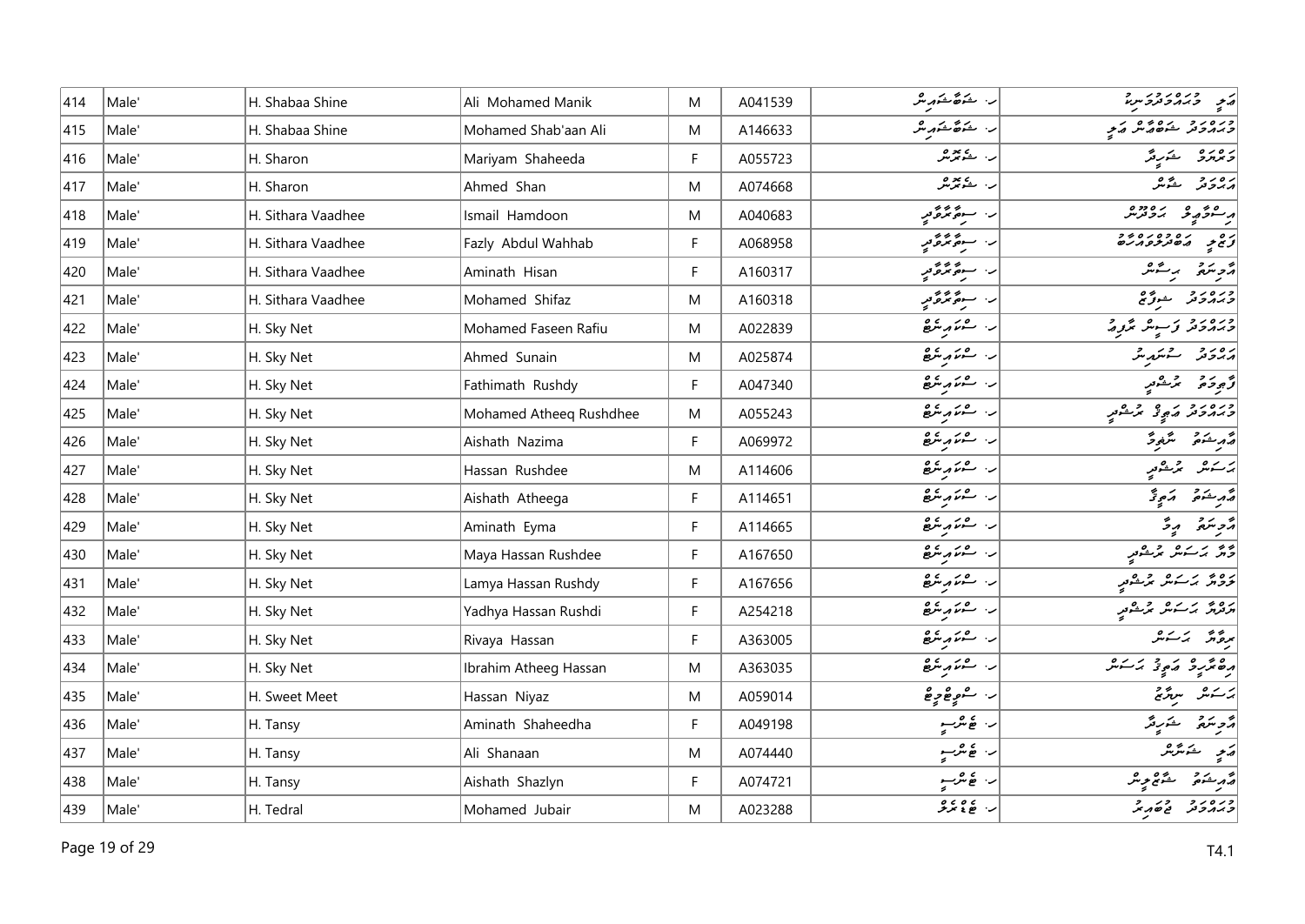| 414 | Male' | H. Shabaa Shine | Ali Mohamed Manik | M | A041539 | ހ. ޝަބާޝައިން | އަލި މުހައްމަދުމަނިކު |
|---|---|---|---|---|---|---|---|
| 415 | Male' | H. Shabaa Shine | Mohamed Shab'aan Ali | M | A146633 | ހ. ޝަބާޝައިން | މުހައްމަދު ޝަބްއާން އަލި |
| 416 | Male' | H. Sharon | Mariyam Shaheeda | F | A055723 | ހ. ޝެރޮން | މަރިޔަމް ޝަހީދާ |
| 417 | Male' | H. Sharon | Ahmed Shan | M | A074668 | ހ. ޝެރޮން | އަހްމަދު ޝާން |
| 418 | Male' | H. Sithara Vaadhee | Ismail Hamdoon | M | A040683 | ހ. ސިތާރާވާދީ | އިސްމާއީލް ހަމްދޫން |
| 419 | Male' | H. Sithara Vaadhee | Fazly Abdul Wahhab | F | A068958 | ހ. ސިތާރާވާދީ | ފަޟްލީ ޢަބްދުލްވައްހާބު |
| 420 | Male' | H. Sithara Vaadhee | Aminath Hisan | F | A160317 | ހ. ސިތާރާވާދީ | އާމިނަތު ހިސާން |
| 421 | Male' | H. Sithara Vaadhee | Mohamed Shifaz | M | A160318 | ހ. ސިތާރާވާދީ | މުހައްމަދު ޝިފާޒު |
| 422 | Male' | H. Sky Net | Mohamed Faseen Rafiu | M | A022839 | ހ. ސްކައިނެޓް | މުހައްމަދު ފަސީން ރާފިއު |
| 423 | Male' | H. Sky Net | Ahmed Sunain | M | A025874 | ހ. ސްކައިނެޓް | އަހްމަދު ސުނައިން |
| 424 | Male' | H. Sky Net | Fathimath Rushdy | F | A047340 | ހ. ސްކައިނެޓް | ފާތިމަތު ރުޝްދީ |
| 425 | Male' | H. Sky Net | Mohamed Atheeq Rushdhee | M | A055243 | ހ. ސްކައިނެޓް | މުހައްމަދު އަތީޤް ރުޝްދީ |
| 426 | Male' | H. Sky Net | Aishath Nazima | F | A069972 | ހ. ސްކައިނެޓް | އާއިޝަތު ނާޒިމާ |
| 427 | Male' | H. Sky Net | Hassan Rushdee | M | A114606 | ހ. ސްކައިނެޓް | ހަސަން ރުޝްދީ |
| 428 | Male' | H. Sky Net | Aishath Atheega | F | A114651 | ހ. ސްކައިނެޓް | އާއިޝަތު އަތީޤާ |
| 429 | Male' | H. Sky Net | Aminath Eyma | F | A114665 | ހ. ސްކައިނެޓް | އާމިނަތު އީމާ |
| 430 | Male' | H. Sky Net | Maya Hassan Rushdee | F | A167650 | ހ. ސްކައިނެޓް | މާޔާ ހަސަން ރުޝްދީ |
| 431 | Male' | H. Sky Net | Lamya Hassan Rushdy | F | A167656 | ހ. ސްކައިނެޓް | ލަމްޔާ ހަސަން ރުޝްދީ |
| 432 | Male' | H. Sky Net | Yadhya Hassan Rushdi | F | A254218 | ހ. ސްކައިނެޓް | ޔަދްޔާ ހަސަން ރުޝްދީ |
| 433 | Male' | H. Sky Net | Rivaya Hassan | F | A363005 | ހ. ސްކައިނެޓް | ރިވާޔާ ހަސަން |
| 434 | Male' | H. Sky Net | Ibrahim Atheeg Hassan | M | A363035 | ހ. ސްކައިނެޓް | އިބްރާހީމް އަތީޤް ހަސަން |
| 435 | Male' | H. Sweet Meet | Hassan Niyaz | M | A059014 | ހ. ސްވީޓްމީޓް | ހަސަން ނިޔާޒް |
| 436 | Male' | H. Tansy | Aminath Shaheedha | F | A049198 | ހ. ޓެންސީ | އާމިނަތު ޝަހީދާ |
| 437 | Male' | H. Tansy | Ali Shanaan | M | A074440 | ހ. ޓެންސީ | އަލި ޝަނާން |
| 438 | Male' | H. Tansy | Aishath Shazlyn | F | A074721 | ހ. ޓެންސީ | އާއިޝަތު ޝާޒްލީން |
| 439 | Male' | H. Tedral | Mohamed Jubair | M | A023288 | ހ. ޓެޑްރަލް | މުހައްމަދު ޖުބައިރު |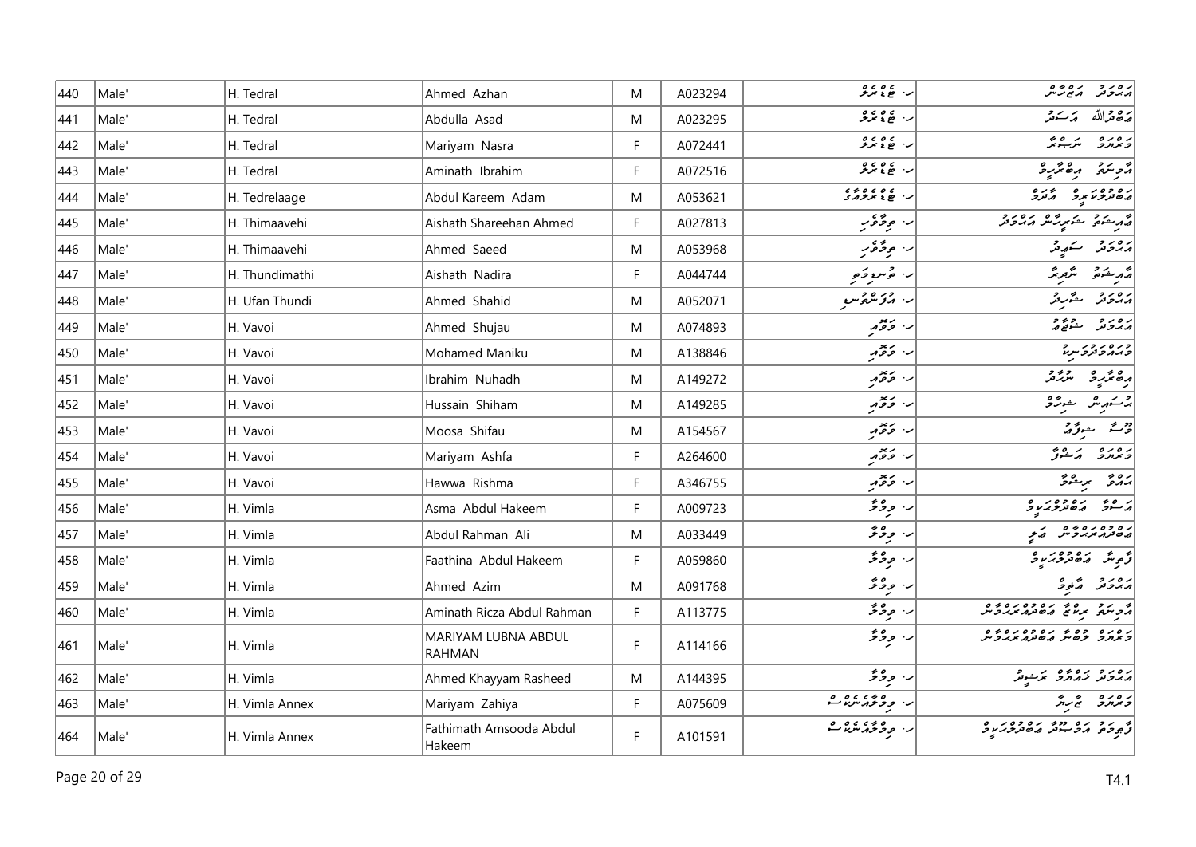| 440 | Male' | H. Tedral | Ahmed Azhan | M | A023294 | ހ. ޓެޑްރަލް | އަޙްމަދު އަޒްހާން |
|---|---|---|---|---|---|---|---|
| 441 | Male' | H. Tedral | Abdulla Asad | M | A023295 | ހ. ޓެޑްރަލް | އަބްދުﷲ އަސަދު |
| 442 | Male' | H. Tedral | Mariyam Nasra | F | A072441 | ހ. ޓެޑްރަލް | މަރިޔަމް ނަސްރާ |
| 443 | Male' | H. Tedral | Aminath Ibrahim | F | A072516 | ހ. ޓެޑްރަލް | އާމިނަތު އިބްރާހީމް |
| 444 | Male' | H. Tedrelaage | Abdul Kareem Adam | M | A053621 | ހ. ޓެޑްރެލާގެ | އަބްދުލްކަރީމް އާދަމް |
| 445 | Male' | H. Thimaavehi | Aishath Shareehan Ahmed | F | A027813 | ހ. ތިމާވެހި | އައިޝަތު ޝަރީހާން އަޙްމަދު |
| 446 | Male' | H. Thimaavehi | Ahmed Saeed | M | A053968 | ހ. ތިމާވެހި | އަޙްމަދު ސައީދު |
| 447 | Male' | H. Thundimathi | Aishath Nadira | F | A044744 | ހ. ތުންޑިމަތި | އައިޝަތު ނާދިރާ |
| 448 | Male' | H. Ufan Thundi | Ahmed Shahid | M | A052071 | ހ. އުފަންތުންޑި | އަޙްމަދު ޝާހިދު |
| 449 | Male' | H. Vavoi | Ahmed Shujau | M | A074893 | ހ. ވަވޮއި | އަޙްމަދު ޝުޖާޢު |
| 450 | Male' | H. Vavoi | Mohamed Maniku | M | A138846 | ހ. ވަވޮއި | މުޙައްމަދުމަނިކު |
| 451 | Male' | H. Vavoi | Ibrahim Nuhadh | M | A149272 | ހ. ވަވޮއި | އިބްރާހީމް ނުހާދު |
| 452 | Male' | H. Vavoi | Hussain Shiham | M | A149285 | ހ. ވަވޮއި | ހުސައިން ޝިހާމް |
| 453 | Male' | H. Vavoi | Moosa Shifau | M | A154567 | ހ. ވަވޮއި | މޫސާ ޝިފާއު |
| 454 | Male' | H. Vavoi | Mariyam Ashfa | F | A264600 | ހ. ވަވޮއި | މަރިޔަމް އަޝްފާ |
| 455 | Male' | H. Vavoi | Hawwa Rishma | F | A346755 | ހ. ވަވޮއި | ހައްވާ ރިޝްމާ |
| 456 | Male' | H. Vimla | Asma Abdul Hakeem | F | A009723 | ހ. ވިމްލާ | އަސްމާ އަބްދުލްޙަކީމް |
| 457 | Male' | H. Vimla | Abdul Rahman Ali | M | A033449 | ހ. ވިމްލާ | އަބްދުއްރަޙްމާން ޢަލީ |
| 458 | Male' | H. Vimla | Faathina Abdul Hakeem | F | A059860 | ހ. ވިމްލާ | ފާތިނާ އަބްދުލްޙަކީމް |
| 459 | Male' | H. Vimla | Ahmed Azim | M | A091768 | ހ. ވިމްލާ | އަޙްމަދު އާޒިމް |
| 460 | Male' | H. Vimla | Aminath Ricza Abdul Rahman | F | A113775 | ހ. ވިމްލާ | އާމިނަތު ރިކްޒާ އަބްދުއްރަޙްމާން |
| 461 | Male' | H. Vimla | MARIYAM LUBNA ABDUL RAHMAN | F | A114166 | ހ. ވިމްލާ | މަރިޔަމް ލުބްނާ އަބްދުއްރަޙްމާން |
| 462 | Male' | H. Vimla | Ahmed Khayyam Rasheed | M | A144395 | ހ. ވިމްލާ | އަޙްމަދު ޚައްޔާމް ރަޝީދު |
| 463 | Male' | H. Vimla Annex | Mariyam Zahiya | F | A075609 | ހ. ވިމްލާއެނެކްސް | މަރިޔަމް ޒާހިޔާ |
| 464 | Male' | H. Vimla Annex | Fathimath Amsooda Abdul Hakeem | F | A101591 | ހ. ވިމްލާއެނެކްސް | ފާތިމަތު އަމްސޫދާ އަބްދުލްޙަކީމް |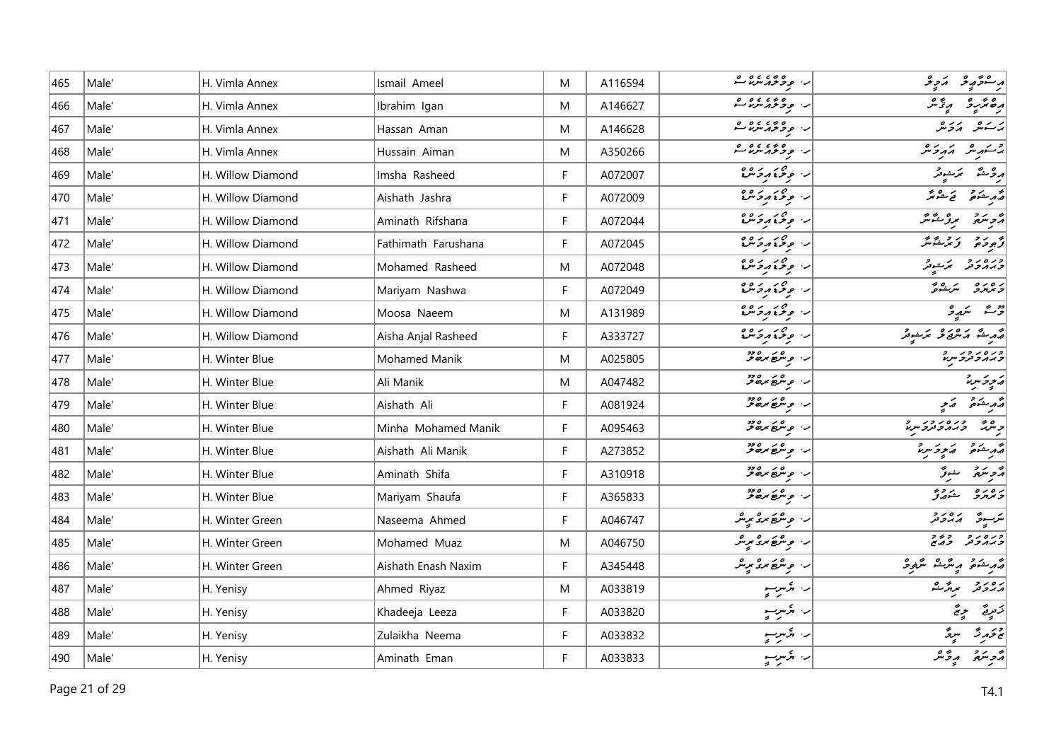| 465 | Male' | H. Vimla Annex | Ismail Ameel | M | A116594 | ހ. ވިމްލާއެނެކްސް | އިސްމާއީލް އަމީލް |
|---|---|---|---|---|---|---|---|
| 466 | Male' | H. Vimla Annex | Ibrahim Igan | M | A146627 | ހ. ވިމްލާއެނެކްސް | އިބްރާހީމް އިގާން |
| 467 | Male' | H. Vimla Annex | Hassan Aman | M | A146628 | ހ. ވިމްލާއެނެކްސް | ހަސަން އަމަން |
| 468 | Male' | H. Vimla Annex | Hussain Aiman | M | A350266 | ހ. ވިމްލާއެނެކްސް | ހުސައިން އައިމަން |
| 469 | Male' | H. Willow Diamond | Imsha Rasheed | F | A072007 | ހ. ވިލޯޑައިމަންޑް | އިމްޝާ ރަޝީދު |
| 470 | Male' | H. Willow Diamond | Aishath Jashra | F | A072009 | ހ. ވިލޯޑައިމަންޑް | އައިޝަތު ޖަޝްރާ |
| 471 | Male' | H. Willow Diamond | Aminath Rifshana | F | A072044 | ހ. ވިލޯޑައިމަންޑް | އާމިނަތު ރިފްޝާނާ |
| 472 | Male' | H. Willow Diamond | Fathimath Farushana | F | A072045 | ހ. ވިލޯޑައިމަންޑް | ފާތިމަތު ފަރުޝާނާ |
| 473 | Male' | H. Willow Diamond | Mohamed Rasheed | M | A072048 | ހ. ވިލޯޑައިމަންޑް | މުހައްމަދު ރަޝީދު |
| 474 | Male' | H. Willow Diamond | Mariyam Nashwa | F | A072049 | ހ. ވިލޯޑައިމަންޑް | މަރިޔަމް ނަޝްވާ |
| 475 | Male' | H. Willow Diamond | Moosa Naeem | M | A131989 | ހ. ވިލޯޑައިމަންޑް | މޫސާ ނައީމް |
| 476 | Male' | H. Willow Diamond | Aisha Anjal Rasheed | F | A333727 | ހ. ވިލޯޑައިމަންޑް | އައިޝާ އަންޖަލް ރަޝީދު |
| 477 | Male' | H. Winter Blue | Mohamed Manik | M | A025805 | ހ. ވިންޓަރބްލޫ | މުހައްމަދުމަނިކު |
| 478 | Male' | H. Winter Blue | Ali Manik | M | A047482 | ހ. ވިންޓަރބްލޫ | އަލިމަނިކު |
| 479 | Male' | H. Winter Blue | Aishath Ali | F | A081924 | ހ. ވިންޓަރބްލޫ | އައިޝަތު އަލި |
| 480 | Male' | H. Winter Blue | Minha Mohamed Manik | F | A095463 | ހ. ވިންޓަރބްލޫ | މިންހާ މުހައްމަދުމަނިކު |
| 481 | Male' | H. Winter Blue | Aishath Ali Manik | F | A273852 | ހ. ވިންޓަރބްލޫ | އައިޝަތު އަލިމަނިކު |
| 482 | Male' | H. Winter Blue | Aminath Shifa | F | A310918 | ހ. ވިންޓަރބްލޫ | އާމިނަތު ޝިފާ |
| 483 | Male' | H. Winter Blue | Mariyam Shaufa | F | A365833 | ހ. ވިންޓަރބްލޫ | މަރިޔަމް ޝައުފާ |
| 484 | Male' | H. Winter Green | Naseema Ahmed | F | A046747 | ހ. ވިންޓަރގްރީން | ނަސީމާ އަހްމަދު |
| 485 | Male' | H. Winter Green | Mohamed Muaz | M | A046750 | ހ. ވިންޓަރގްރީން | މުހައްމަދު މުޢާޒު |
| 486 | Male' | H. Winter Green | Aishath Enash Naxim | F | A345448 | ހ. ވިންޓަރގްރީން | އައިޝަތު އީނާޝް ނާޒިމް |
| 487 | Male' | H. Yenisy | Ahmed Riyaz | M | A033819 | ހ. ޔެނިސީ | އަހްމަދު ރިޔާޒު |
| 488 | Male' | H. Yenisy | Khadeeja Leeza | F | A033820 | ހ. ޔެނިސީ | ޚަދީޖާ ލީޒާ |
| 489 | Male' | H. Yenisy | Zulaikha Neema | F | A033832 | ހ. ޔެނިސީ | ޒުލައިޚާ ނީމާ |
| 490 | Male' | H. Yenisy | Aminath Eman | F | A033833 | ހ. ޔެނިސީ | އާމިނަތު އީމާން |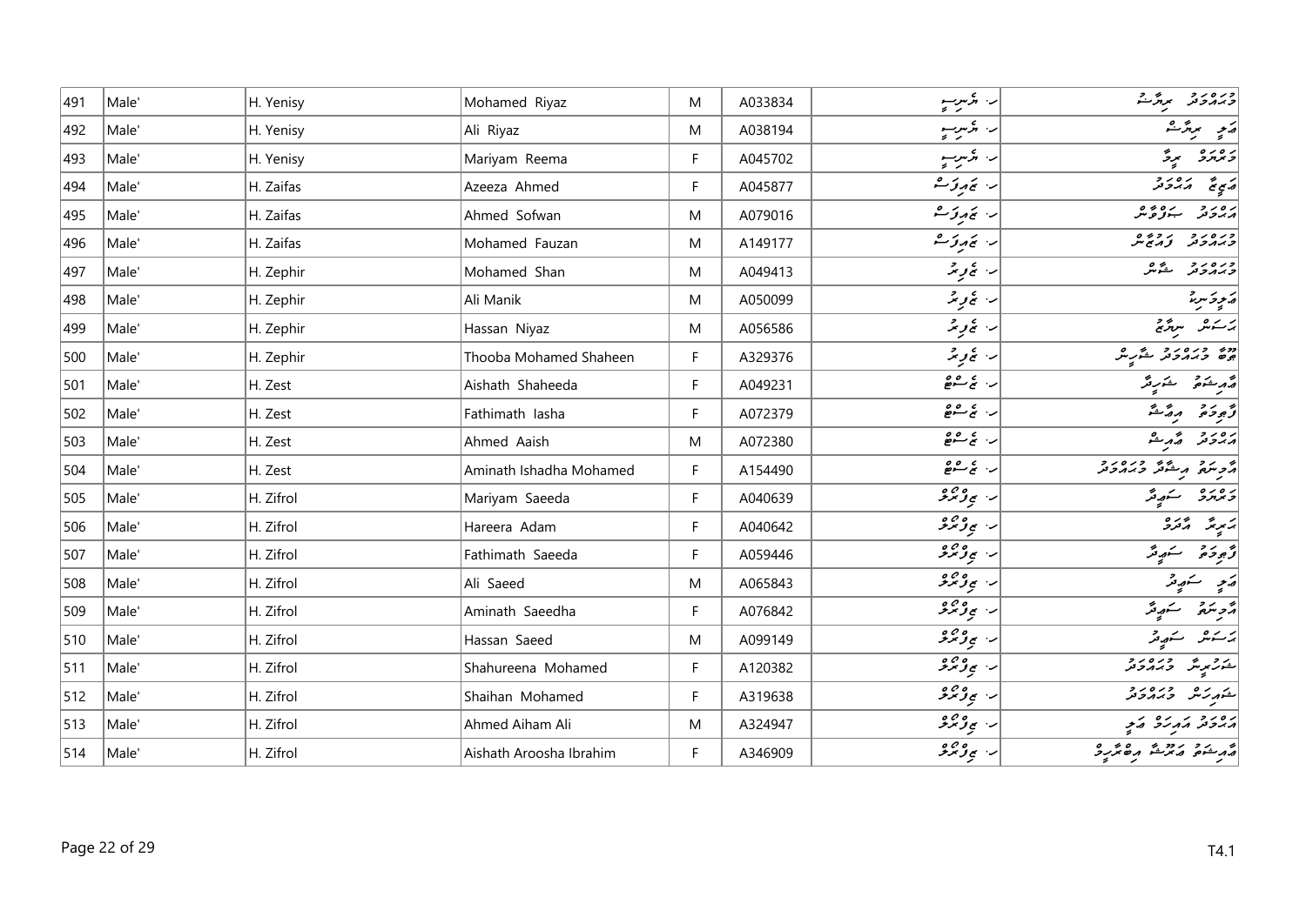| 491 | Male' | H. Yenisy | Mohamed Riyaz | M | A033834 | ހ. ދެނިސީ | މުހައްމަދު ރިޔާޒް |
|---|---|---|---|---|---|---|---|
| 492 | Male' | H. Yenisy | Ali Riyaz | M | A038194 | ހ. ދެނިސީ | އަލި ރިޔާޒް |
| 493 | Male' | H. Yenisy | Mariyam Reema | F | A045702 | ހ. ދެނިސީ | މަރިޔަމް ރީމާ |
| 494 | Male' | H. Zaifas | Azeeza Ahmed | F | A045877 | ހ. ޒައިފަސް | އަޒީޒާ އަޙްމަދު |
| 495 | Male' | H. Zaifas | Ahmed Sofwan | M | A079016 | ހ. ޒައިފަސް | އަޙްމަދު ޞަފްވާން |
| 496 | Male' | H. Zaifas | Mohamed Fauzan | M | A149177 | ހ. ޒައިފަސް | މުހައްމަދު ފައުޒާން |
| 497 | Male' | H. Zephir | Mohamed Shan | M | A049413 | ހ. ޒެފިރު | މުހައްމަދު ޝާން |
| 498 | Male' | H. Zephir | Ali Manik | M | A050099 | ހ. ޒެފިރު | އަލިމަނިކު |
| 499 | Male' | H. Zephir | Hassan Niyaz | M | A056586 | ހ. ޒެފިރު | ހަސަން ނިޔާޒް |
| 500 | Male' | H. Zephir | Thooba Mohamed Shaheen | F | A329376 | ހ. ޒެފިރު | ޠޫބާ މުހައްމަދު ޝާހީން |
| 501 | Male' | H. Zest | Aishath Shaheeda | F | A049231 | ހ. ޒެސްޓް | އައިޝަތު ޝަހީދާ |
| 502 | Male' | H. Zest | Fathimath Iasha | F | A072379 | ހ. ޒެސްޓް | ފާތިމަތު އިއުޝާ |
| 503 | Male' | H. Zest | Ahmed Aaish | M | A072380 | ހ. ޒެސްޓް | އަޙްމަދު އާއިޝް |
| 504 | Male' | H. Zest | Aminath Ishadha Mohamed | F | A154490 | ހ. ޒެސްޓް | އާމިނަތު އިޝާދާ މުހައްމަދު |
| 505 | Male' | H. Zifrol | Mariyam Saeeda | F | A040639 | ހ. ޒިފްރޯލް | މަރިޔަމް ސައީދާ |
| 506 | Male' | H. Zifrol | Hareera Adam | F | A040642 | ހ. ޒިފްރޯލް | ހަރީރާ އާދަމް |
| 507 | Male' | H. Zifrol | Fathimath Saeeda | F | A059446 | ހ. ޒިފްރޯލް | ފާތިމަތު ސައީދާ |
| 508 | Male' | H. Zifrol | Ali Saeed | M | A065843 | ހ. ޒިފްރޯލް | އަލި ސައީދު |
| 509 | Male' | H. Zifrol | Aminath Saeedha | F | A076842 | ހ. ޒިފްރޯލް | އާމިނަތު ސައީދާ |
| 510 | Male' | H. Zifrol | Hassan Saeed | M | A099149 | ހ. ޒިފްރޯލް | ހަސަން ސައީދު |
| 511 | Male' | H. Zifrol | Shahureena Mohamed | F | A120382 | ހ. ޒިފްރޯލް | ޝަހުރީނާ މުހައްމަދު |
| 512 | Male' | H. Zifrol | Shaihan Mohamed | F | A319638 | ހ. ޒިފްރޯލް | ޝައިހާން މުހައްމަދު |
| 513 | Male' | H. Zifrol | Ahmed Aiham Ali | M | A324947 | ހ. ޒިފްރޯލް | އަޙްމަދު އައިހަމް އަލި |
| 514 | Male' | H. Zifrol | Aishath Aroosha Ibrahim | F | A346909 | ހ. ޒިފްރޯލް | އައިޝަތު އަރޫޝާ އިބްރާހީމް |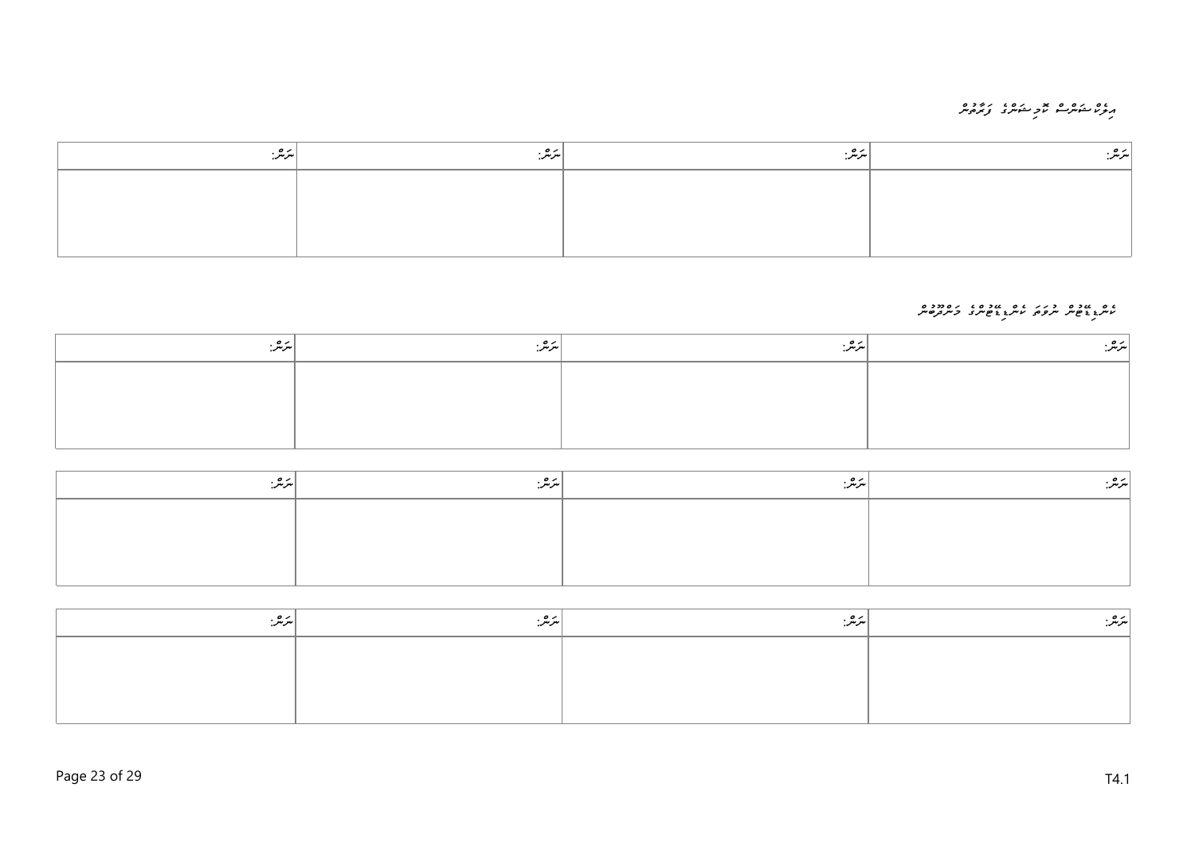# ދިވެހިބަސް ކޮމިޝަނުގެ ފޮނުވުން

| ނަންބަރު: | ނަންބަރު: | ނަންބަރު: | ނަންބަރު: |
|---|---|---|---|
| | | | |

## ކުންފުނީގެ ނަމުގައި ކުންފުނީގެ މަސްއޫލުން

| ނަންބަރު: | ނަންބަރު: | ނަންބަރު: | ނަންބަރު: |
|---|---|---|---|
| | | | |

| ނަންބަރު: | ނަންބަރު: | ނަންބަރު: | ނަންބަރު: |
|---|---|---|---|
| | | | |

| ނަންބަރު: | ނަންބަރު: | ނަންބަރު: | ނަންބަރު: |
|---|---|---|---|
| | | | |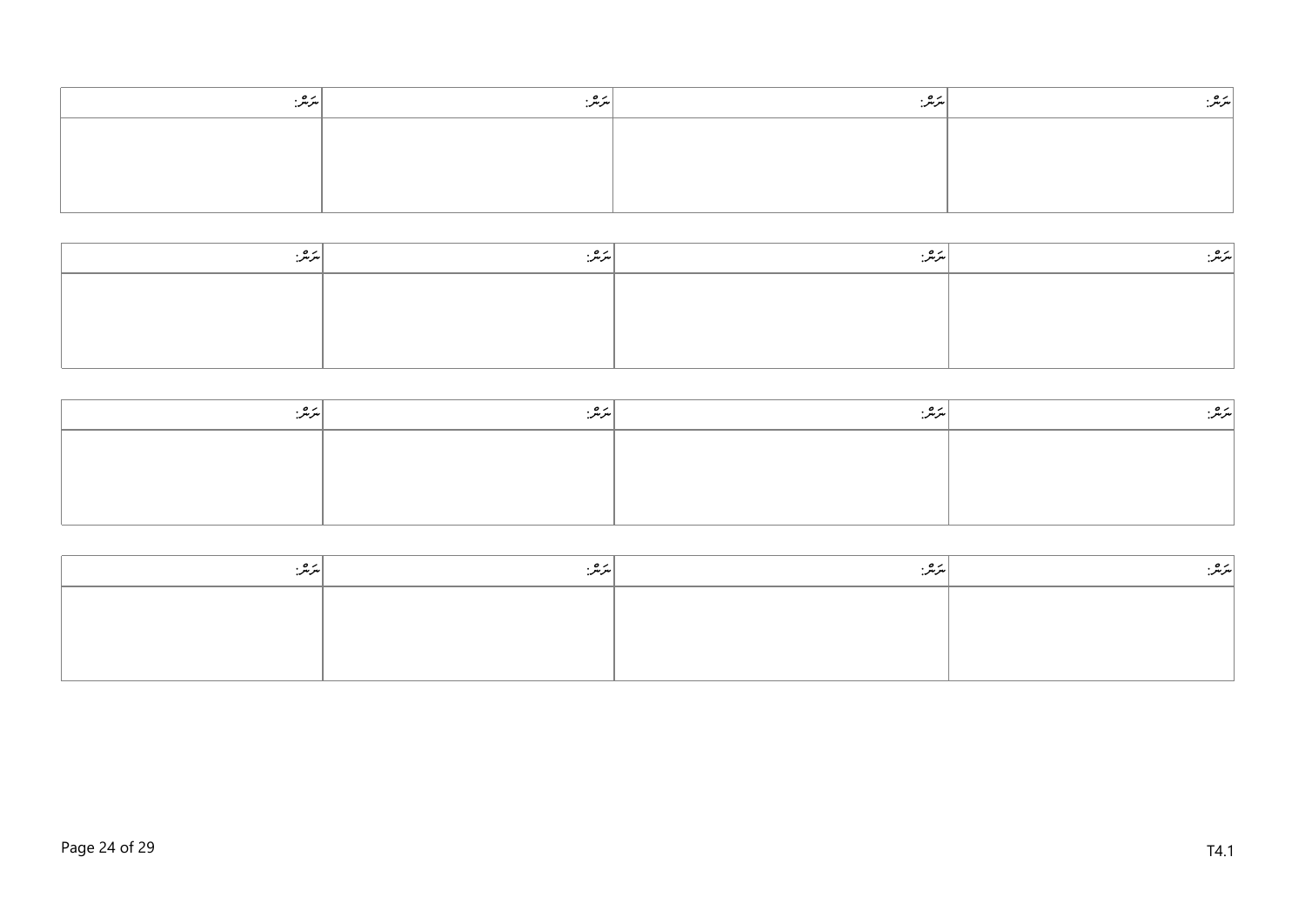| ނަރުދ: | ނަރުދ: | ނަރުދ: | ނަރުދ: |
| --- | --- | --- | --- |
| | | | |

| ނަރުދ: | ނަރުދ: | ނަރުދ: | ނަރުދ: |
| --- | --- | --- | --- |
| | | | |

| ނަރުދ: | ނަރުދ: | ނަރުދ: | ނަރުދ: |
| --- | --- | --- | --- |
| | | | |

| ނަރުދ: | ނަރުދ: | ނަރުދ: | ނަރުދ: |
| --- | --- | --- | --- |
| | | | |

T4.1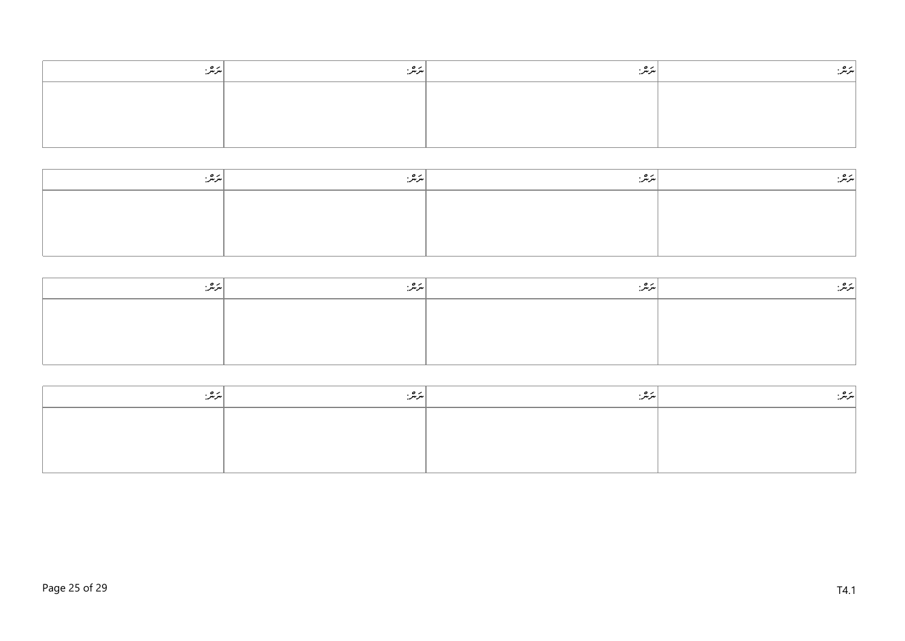| ނަންބަރ: | ނަންބަރ: | ނަންބަރ: | ނަންބަރ: |
|---|---|---|---|
| | | | |

| ނަންބަރ: | ނަންބަރ: | ނަންބަރ: | ނަންބަރ: |
|---|---|---|---|
| | | | |

| ނަންބަރ: | ނަންބަރ: | ނަންބަރ: | ނަންބަރ: |
|---|---|---|---|
| | | | |

| ނަންބަރ: | ނަންބަރ: | ނަންބަރ: | ނަންބަރ: |
|---|---|---|---|
| | | | |

T4.1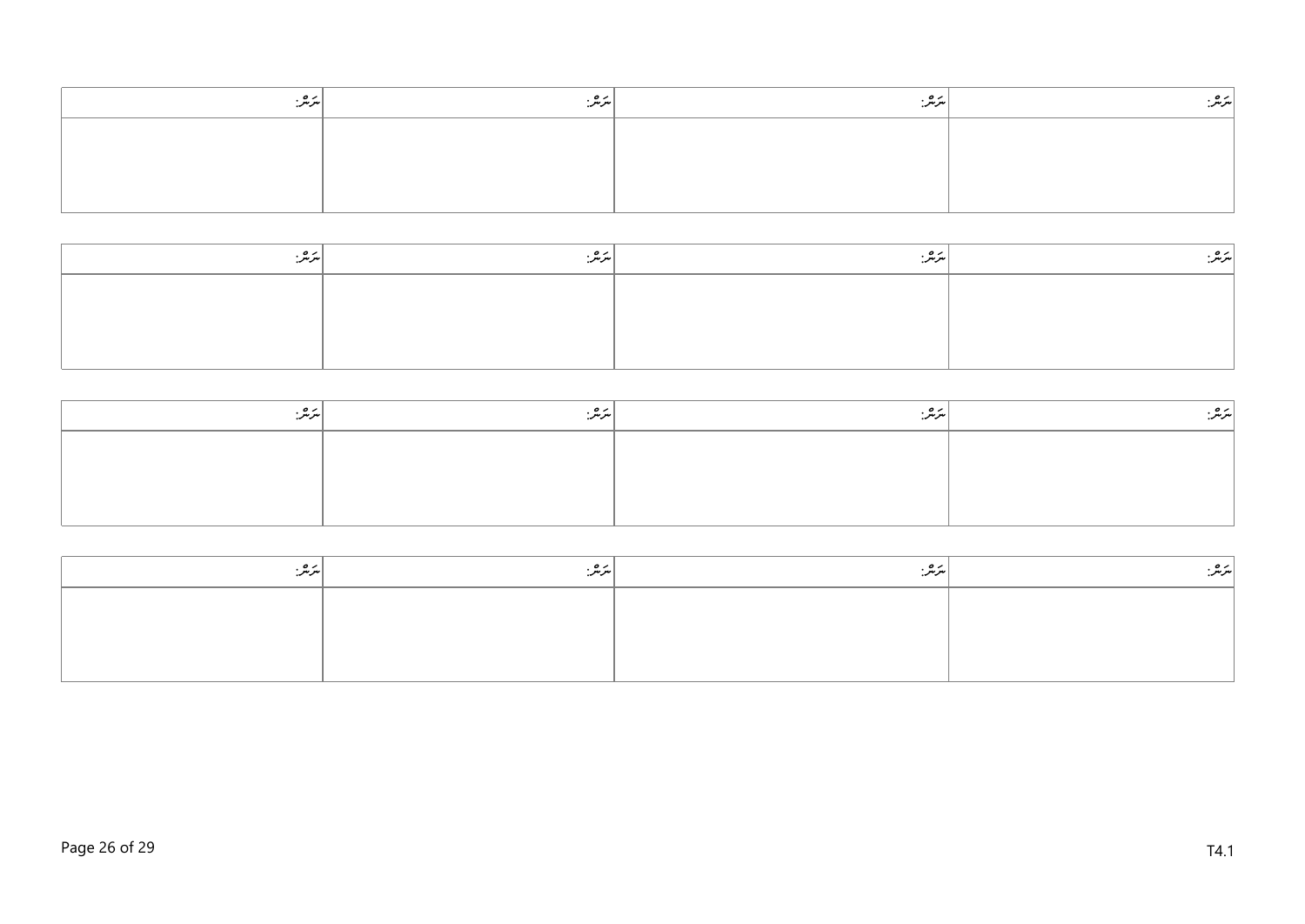| ނަރަ当: | ނަރަ当: | ނަރަ当: | ނަރަ当: |
| --- | --- | --- | --- |
| | | | |

| ނަރަ当: | ނަރަ当: | ނަރަ当: | ނަރަ当: |
| --- | --- | --- | --- |
| | | | |

| ނަރަ当: | ނަރަ当: | ނަރަ当: | ނަރަ当: |
| --- | --- | --- | --- |
| | | | |

| ނަރަ当: | ނަރަ当: | ނަރަ当: | ނަރަ当: |
| --- | --- | --- | --- |
| | | | |

T4.1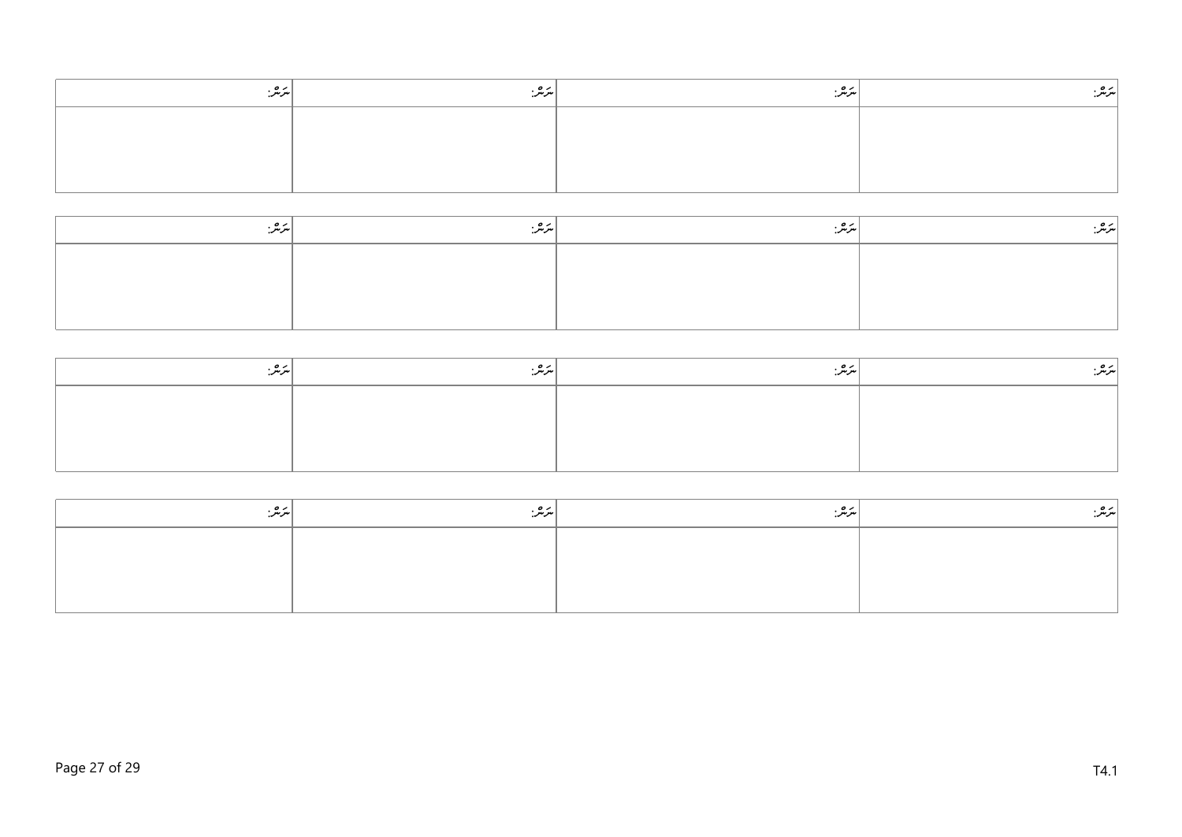| ނަރުދ: | ނަރުދ: | ނަރުދ: | ނަރުދ: |
| --- | --- | --- | --- |
| | | | |

| ނަރުދ: | ނަރުދ: | ނަރުދ: | ނަރުދ: |
| --- | --- | --- | --- |
| | | | |

| ނަރުދ: | ނަރުދ: | ނަރުދ: | ނަރުދ: |
| --- | --- | --- | --- |
| | | | |

| ނަރުދ: | ނަރުދ: | ނަރުދ: | ނަރުދ: |
| --- | --- | --- | --- |
| | | | |

T4.1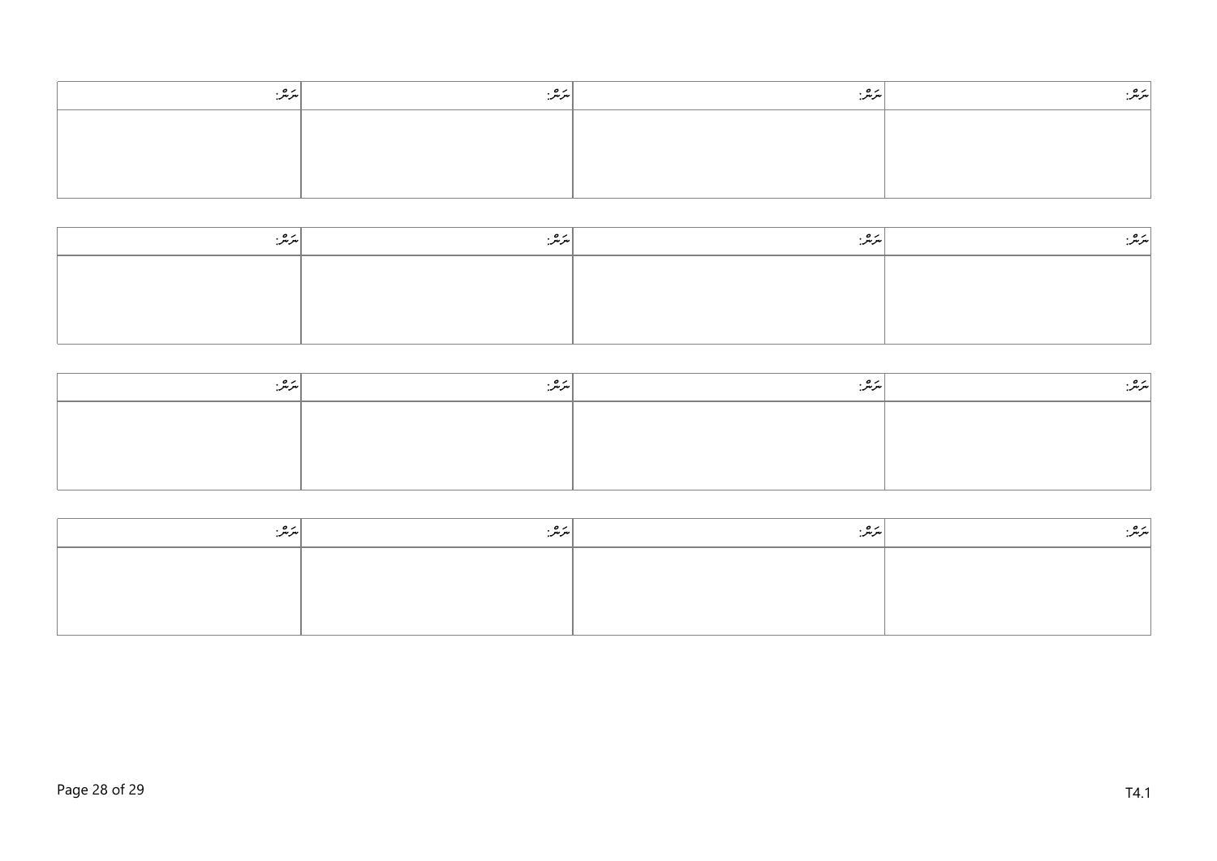| ނަރަދ: | ނަރަދ: | ނަރަދ: | ނަރަދ: |
| --- | --- | --- | --- |
| | | | |

| ނަރަދ: | ނަރަދ: | ނަރަދ: | ނަރަދ: |
| --- | --- | --- | --- |
| | | | |

| ނަރަދ: | ނަރަދ: | ނަރަދ: | ނަރަދ: |
| --- | --- | --- | --- |
| | | | |

| ނަރަދ: | ނަރަދ: | ނަރަދ: | ނަރަދ: |
| --- | --- | --- | --- |
| | | | |

T4.1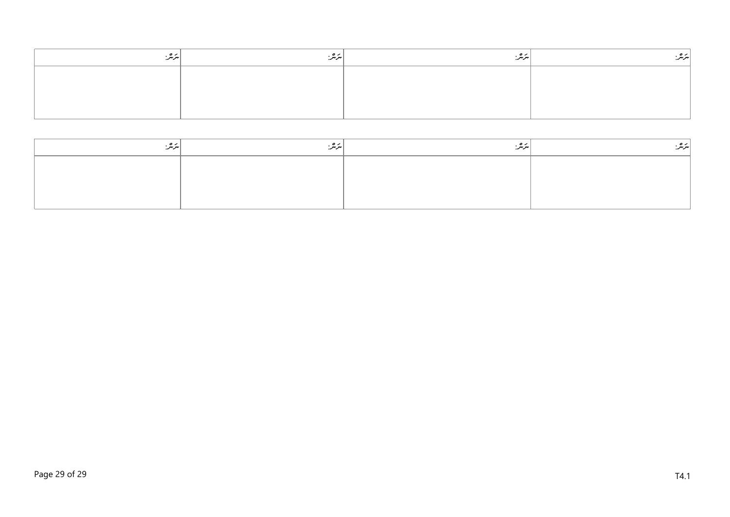| ނަރުދ: | ނަރުދ: | ނަރުދ: | ނަރުދ: |
| --- | --- | --- | --- |
| | | | |

| ނަރުދ: | ނަރުދ: | ނަރުދ: | ނަރުދ: |
| --- | --- | --- | --- |
| | | | |

T4.1